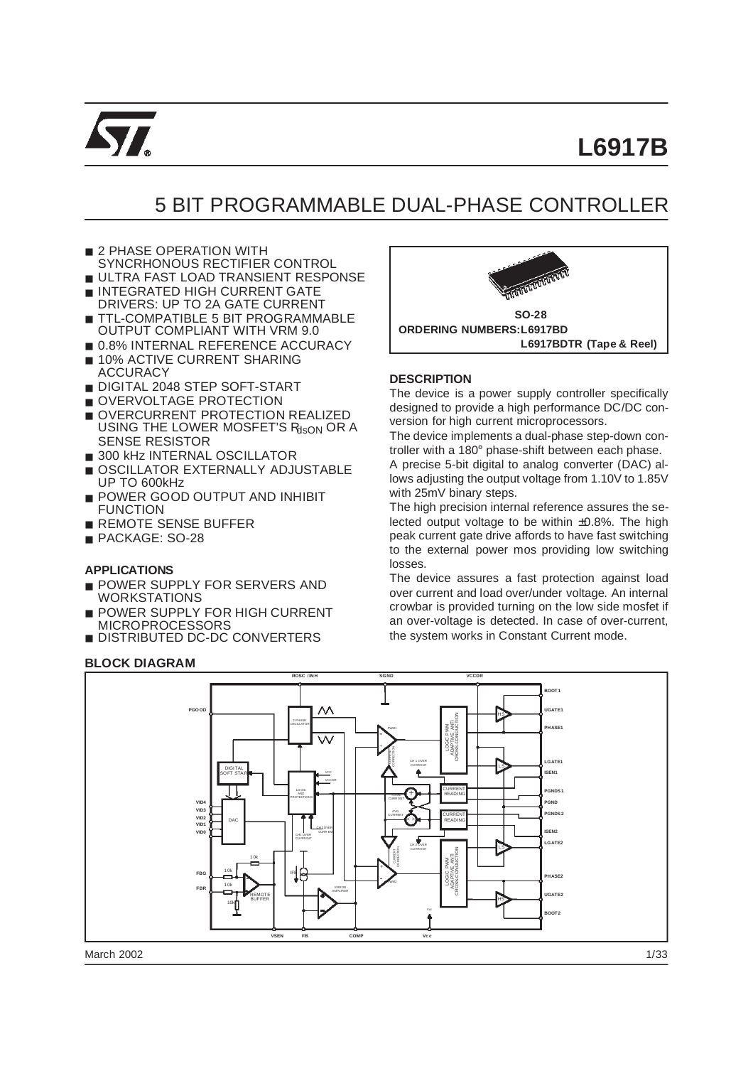# L6917B

## 5 BIT PROGRAMMABLE DUAL-PHASE CONTROLLER

- 2 PHASE OPERATION WITH SYNCRHONOUS RECTIFIER CONTROL
- ULTRA FAST LOAD TRANSIENT RESPONSE
- INTEGRATED HIGH CURRENT GATE DRIVERS: UP TO 2A GATE CURRENT
- TTL-COMPATIBLE 5 BIT PROGRAMMABLE OUTPUT COMPLIANT WITH VRM 9.0
- 0.8% INTERNAL REFERENCE ACCURACY
- 10% ACTIVE CURRENT SHARING ACCURACY
- DIGITAL 2048 STEP SOFT-START
- OVERVOLTAGE PROTECTION
- OVERCURRENT PROTECTION REALIZED USING THE LOWER MOSFET'S $R_{dsON}$ OR A SENSE RESISTOR
- 300 kHz INTERNAL OSCILLATOR
- OSCILLATOR EXTERNALLY ADJUSTABLE UP TO 600kHz
- POWER GOOD OUTPUT AND INHIBIT FUNCTION
- REMOTE SENSE BUFFER
- PACKAGE: SO-28

SO-28

ORDERING NUMBERS: L6917BD
L6917BDTR (Tape & Reel)

### APPLICATIONS

- POWER SUPPLY FOR SERVERS AND WORKSTATIONS
- POWER SUPPLY FOR HIGH CURRENT MICROPROCESSORS
- DISTRIBUTED DC-DC CONVERTERS

### DESCRIPTION

The device is a power supply controller specifically designed to provide a high performance DC/DC conversion for high current microprocessors.

The device implements a dual-phase step-down controller with a 180° phase-shift between each phase.

A precise 5-bit digital to analog converter (DAC) allows adjusting the output voltage from 1.10V to 1.85V with 25mV binary steps.

The high precision internal reference assures the selected output voltage to be within ±0.8%. The high peak current gate drive affords to have fast switching to the external power mos providing low switching losses.

The device assures a fast protection against load over current and load over/under voltage. An internal crowbar is provided turning on the low side mosfet if an over-voltage is detected. In case of over-current, the system works in Constant Current mode.

### BLOCK DIAGRAM

March 2002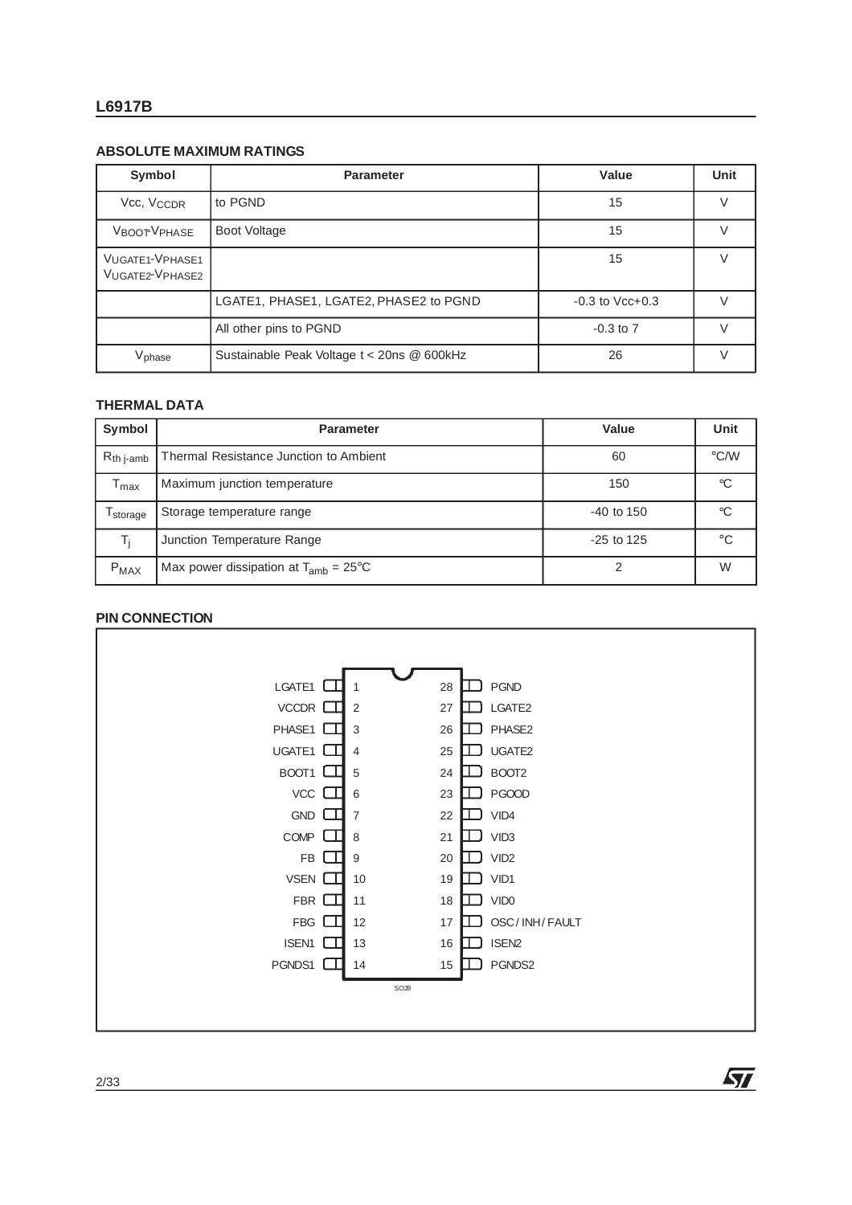## ABSOLUTE MAXIMUM RATINGS

| Symbol | Parameter | Value | Unit |
|---|---|---|---|
| Vcc, $V_{CCDR}$ | to PGND | 15 | V |
| $V_{BOOT}$-$V_{PHASE}$ | Boot Voltage | 15 | V |
| $V_{UGATE1}$-$V_{PHASE1}$ $V_{UGATE2}$-$V_{PHASE2}$ | | 15 | V |
| | LGATE1, PHASE1, LGATE2, PHASE2 to PGND | -0.3 to Vcc+0.3 | V |
| | All other pins to PGND | -0.3 to 7 | V |
| $V_{phase}$ | Sustainable Peak Voltage t < 20ns @ 600kHz | 26 | V |

## THERMAL DATA

| Symbol | Parameter | Value | Unit |
|---|---|---|---|
| $R_{th\ j\text{-}amb}$ | Thermal Resistance Junction to Ambient | 60 | °C/W |
| $T_{max}$ | Maximum junction temperature | 150 | °C |
| $T_{storage}$ | Storage temperature range | -40 to 150 | °C |
| $T_j$ | Junction Temperature Range | -25 to 125 | °C |
| $P_{MAX}$ | Max power dissipation at $T_{amb}$ = 25°C | 2 | W |

## PIN CONNECTION

| Pin | Name | Pin | Name |
|---|---|---|---|
| 1 | LGATE1 | 28 | PGND |
| 2 | VCCDR | 27 | LGATE2 |
| 3 | PHASE1 | 26 | PHASE2 |
| 4 | UGATE1 | 25 | UGATE2 |
| 5 | BOOT1 | 24 | BOOT2 |
| 6 | VCC | 23 | PGOOD |
| 7 | GND | 22 | VID4 |
| 8 | COMP | 21 | VID3 |
| 9 | FB | 20 | VID2 |
| 10 | VSEN | 19 | VID1 |
| 11 | FBR | 18 | VID0 |
| 12 | FBG | 17 | OSC / INH / FAULT |
| 13 | ISEN1 | 16 | ISEN2 |
| 14 | PGNDS1 | 15 | PGNDS2 |

SO28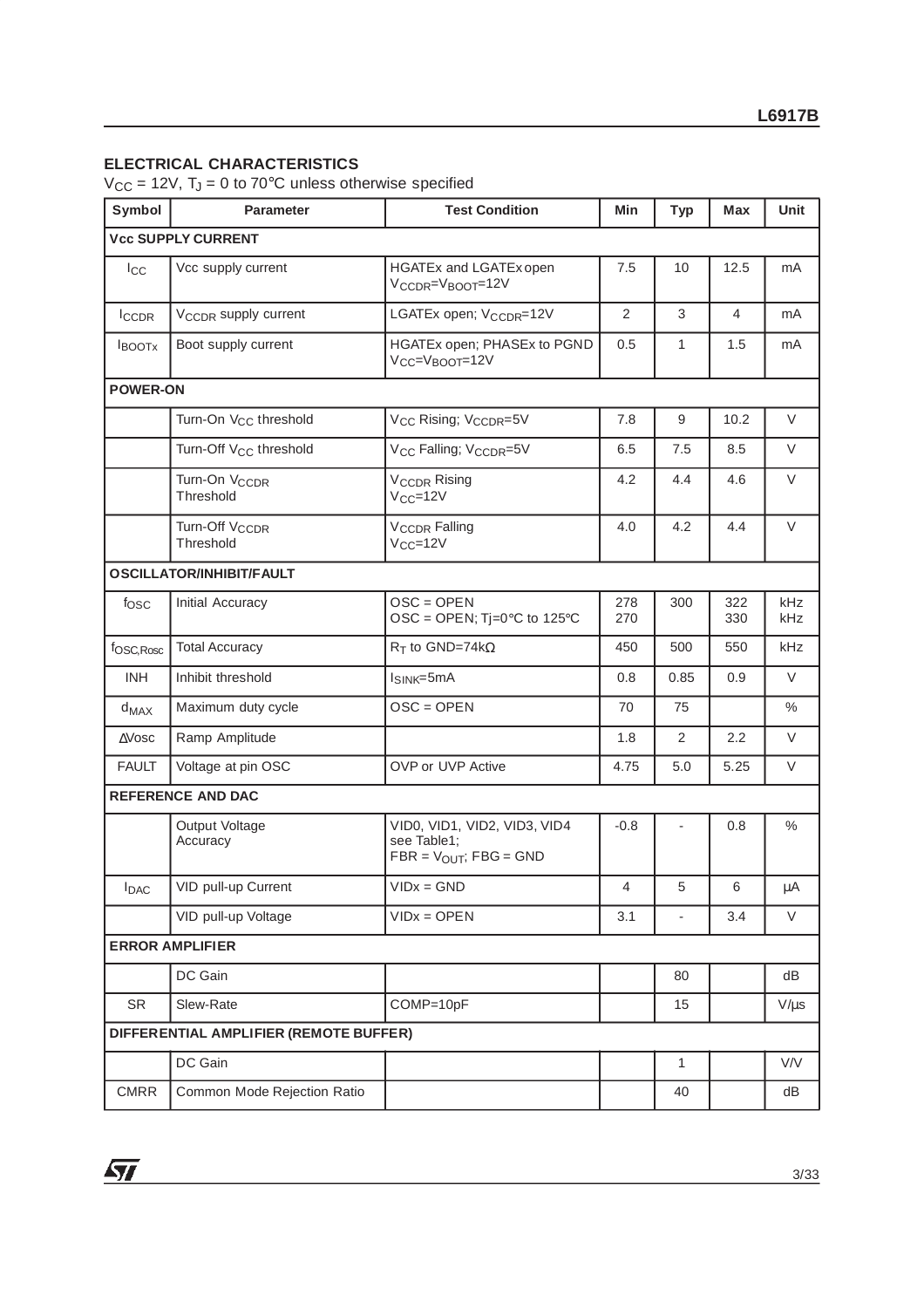## ELECTRICAL CHARACTERISTICS

$V_{CC}$ = 12V, $T_J$ = 0 to 70°C unless otherwise specified

| Symbol | Parameter | Test Condition | Min | Typ | Max | Unit |
|---|---|---|---|---|---|---|
| **Vcc SUPPLY CURRENT** | | | | | | |
| $I_{CC}$ | Vcc supply current | HGATEx and LGATEx open $V_{CCDR}$=$V_{BOOT}$=12V | 7.5 | 10 | 12.5 | mA |
| $I_{CCDR}$ | $V_{CCDR}$ supply current | LGATEx open; $V_{CCDR}$=12V | 2 | 3 | 4 | mA |
| $I_{BOOTx}$ | Boot supply current | HGATEx open; PHASEx to PGND $V_{CC}$=$V_{BOOT}$=12V | 0.5 | 1 | 1.5 | mA |
| **POWER-ON** | | | | | | |
| | Turn-On $V_{CC}$ threshold | $V_{CC}$ Rising; $V_{CCDR}$=5V | 7.8 | 9 | 10.2 | V |
| | Turn-Off $V_{CC}$ threshold | $V_{CC}$ Falling; $V_{CCDR}$=5V | 6.5 | 7.5 | 8.5 | V |
| | Turn-On $V_{CCDR}$ Threshold | $V_{CCDR}$ Rising $V_{CC}$=12V | 4.2 | 4.4 | 4.6 | V |
| | Turn-Off $V_{CCDR}$ Threshold | $V_{CCDR}$ Falling $V_{CC}$=12V | 4.0 | 4.2 | 4.4 | V |
| **OSCILLATOR/INHIBIT/FAULT** | | | | | | |
| $f_{OSC}$ | Initial Accuracy | OSC = OPEN<br>OSC = OPEN; Tj=0°C to 125°C | 278<br>270 | 300 | 322<br>330 | kHz<br>kHz |
| $f_{OSC,Rosc}$ | Total Accuracy | $R_T$ to GND=74kΩ | 450 | 500 | 550 | kHz |
| INH | Inhibit threshold | $I_{SINK}$=5mA | 0.8 | 0.85 | 0.9 | V |
| $d_{MAX}$ | Maximum duty cycle | OSC = OPEN | 70 | 75 | | % |
| ΔVosc | Ramp Amplitude | | 1.8 | 2 | 2.2 | V |
| FAULT | Voltage at pin OSC | OVP or UVP Active | 4.75 | 5.0 | 5.25 | V |
| **REFERENCE AND DAC** | | | | | | |
| | Output Voltage Accuracy | VID0, VID1, VID2, VID3, VID4 see Table1; FBR = $V_{OUT}$; FBG = GND | -0.8 | - | 0.8 | % |
| $I_{DAC}$ | VID pull-up Current | VIDx = GND | 4 | 5 | 6 | µA |
| | VID pull-up Voltage | VIDx = OPEN | 3.1 | - | 3.4 | V |
| **ERROR AMPLIFIER** | | | | | | |
| | DC Gain | | | 80 | | dB |
| SR | Slew-Rate | COMP=10pF | | 15 | | V/µs |
| **DIFFERENTIAL AMPLIFIER (REMOTE BUFFER)** | | | | | | |
| | DC Gain | | | 1 | | V/V |
| CMRR | Common Mode Rejection Ratio | | | 40 | | dB |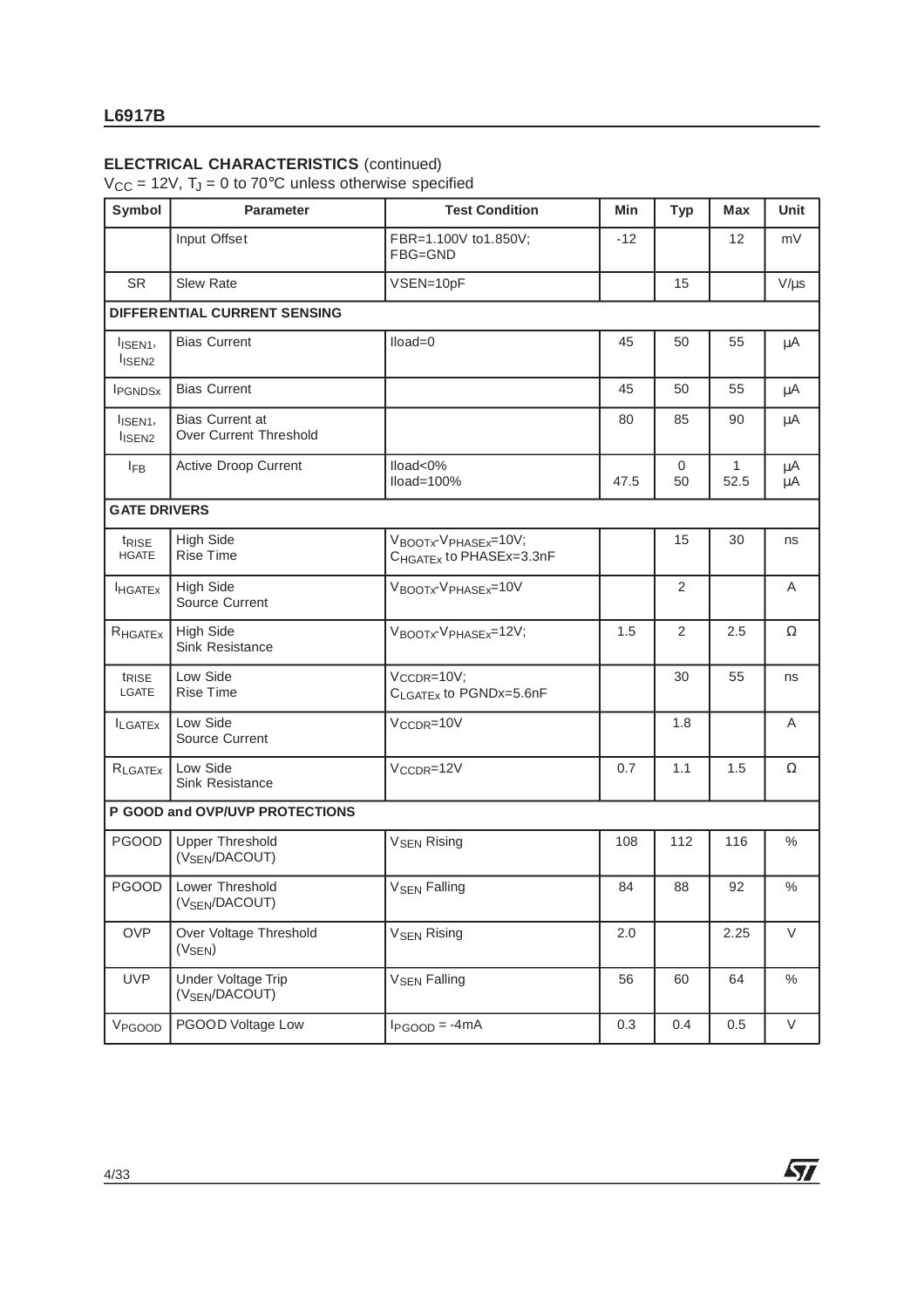**ELECTRICAL CHARACTERISTICS** (continued)

$V_{CC}$ = 12V, $T_J$ = 0 to 70°C unless otherwise specified

| Symbol | Parameter | Test Condition | Min | Typ | Max | Unit |
|---|---|---|---|---|---|---|
| | Input Offset | FBR=1.100V to1.850V; FBG=GND | -12 | | 12 | mV |
| SR | Slew Rate | VSEN=10pF | | 15 | | V/µs |
| **DIFFERENTIAL CURRENT SENSING** | | | | | | |
| $I_{ISEN1}$, $I_{ISEN2}$ | Bias Current | Iload=0 | 45 | 50 | 55 | µA |
| $I_{PGNDSx}$ | Bias Current | | 45 | 50 | 55 | µA |
| $I_{ISEN1}$, $I_{ISEN2}$ | Bias Current at Over Current Threshold | | 80 | 85 | 90 | µA |
| $I_{FB}$ | Active Droop Current | Iload<0%<br>Iload=100% | <br>47.5 | 0<br>50 | 1<br>52.5 | µA<br>µA |
| **GATE DRIVERS** | | | | | | |
| $t_{RISE\ HGATE}$ | High Side Rise Time | $V_{BOOTx}$-$V_{PHASEx}$=10V; $C_{HGATEx}$ to PHASEx=3.3nF | | 15 | 30 | ns |
| $I_{HGATEx}$ | High Side Source Current | $V_{BOOTx}$-$V_{PHASEx}$=10V | | 2 | | A |
| $R_{HGATEx}$ | High Side Sink Resistance | $V_{BOOTx}$-$V_{PHASEx}$=12V; | 1.5 | 2 | 2.5 | Ω |
| $t_{RISE\ LGATE}$ | Low Side Rise Time | $V_{CCDR}$=10V; $C_{LGATEx}$ to PGNDx=5.6nF | | 30 | 55 | ns |
| $I_{LGATEx}$ | Low Side Source Current | $V_{CCDR}$=10V | | 1.8 | | A |
| $R_{LGATEx}$ | Low Side Sink Resistance | $V_{CCDR}$=12V | 0.7 | 1.1 | 1.5 | Ω |
| **P GOOD and OVP/UVP PROTECTIONS** | | | | | | |
| PGOOD | Upper Threshold ($V_{SEN}$/DACOUT) | $V_{SEN}$ Rising | 108 | 112 | 116 | % |
| PGOOD | Lower Threshold ($V_{SEN}$/DACOUT) | $V_{SEN}$ Falling | 84 | 88 | 92 | % |
| OVP | Over Voltage Threshold ($V_{SEN}$) | $V_{SEN}$ Rising | 2.0 | | 2.25 | V |
| UVP | Under Voltage Trip ($V_{SEN}$/DACOUT) | $V_{SEN}$ Falling | 56 | 60 | 64 | % |
| $V_{PGOOD}$ | PGOOD Voltage Low | $I_{PGOOD}$ = -4mA | 0.3 | 0.4 | 0.5 | V |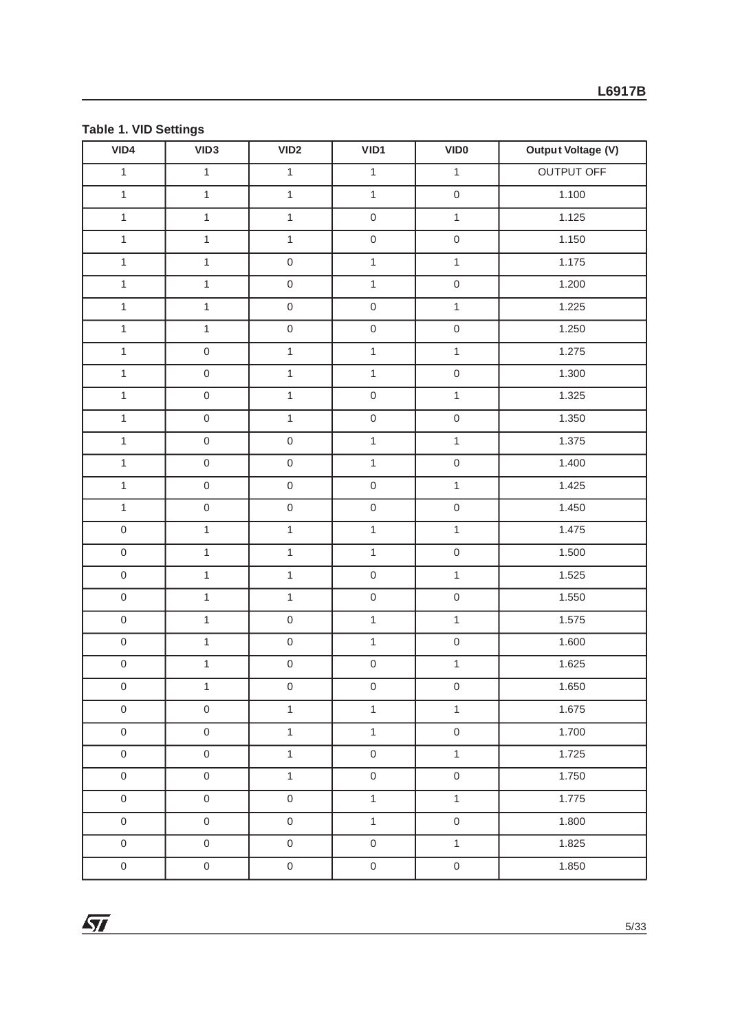**Table 1. VID Settings**

| VID4 | VID3 | VID2 | VID1 | VID0 | Output Voltage (V) |
|---|---|---|---|---|---|
| 1 | 1 | 1 | 1 | 1 | OUTPUT OFF |
| 1 | 1 | 1 | 1 | 0 | 1.100 |
| 1 | 1 | 1 | 0 | 1 | 1.125 |
| 1 | 1 | 1 | 0 | 0 | 1.150 |
| 1 | 1 | 0 | 1 | 1 | 1.175 |
| 1 | 1 | 0 | 1 | 0 | 1.200 |
| 1 | 1 | 0 | 0 | 1 | 1.225 |
| 1 | 1 | 0 | 0 | 0 | 1.250 |
| 1 | 0 | 1 | 1 | 1 | 1.275 |
| 1 | 0 | 1 | 1 | 0 | 1.300 |
| 1 | 0 | 1 | 0 | 1 | 1.325 |
| 1 | 0 | 1 | 0 | 0 | 1.350 |
| 1 | 0 | 0 | 1 | 1 | 1.375 |
| 1 | 0 | 0 | 1 | 0 | 1.400 |
| 1 | 0 | 0 | 0 | 1 | 1.425 |
| 1 | 0 | 0 | 0 | 0 | 1.450 |
| 0 | 1 | 1 | 1 | 1 | 1.475 |
| 0 | 1 | 1 | 1 | 0 | 1.500 |
| 0 | 1 | 1 | 0 | 1 | 1.525 |
| 0 | 1 | 1 | 0 | 0 | 1.550 |
| 0 | 1 | 0 | 1 | 1 | 1.575 |
| 0 | 1 | 0 | 1 | 0 | 1.600 |
| 0 | 1 | 0 | 0 | 1 | 1.625 |
| 0 | 1 | 0 | 0 | 0 | 1.650 |
| 0 | 0 | 1 | 1 | 1 | 1.675 |
| 0 | 0 | 1 | 1 | 0 | 1.700 |
| 0 | 0 | 1 | 0 | 1 | 1.725 |
| 0 | 0 | 1 | 0 | 0 | 1.750 |
| 0 | 0 | 0 | 1 | 1 | 1.775 |
| 0 | 0 | 0 | 1 | 0 | 1.800 |
| 0 | 0 | 0 | 0 | 1 | 1.825 |
| 0 | 0 | 0 | 0 | 0 | 1.850 |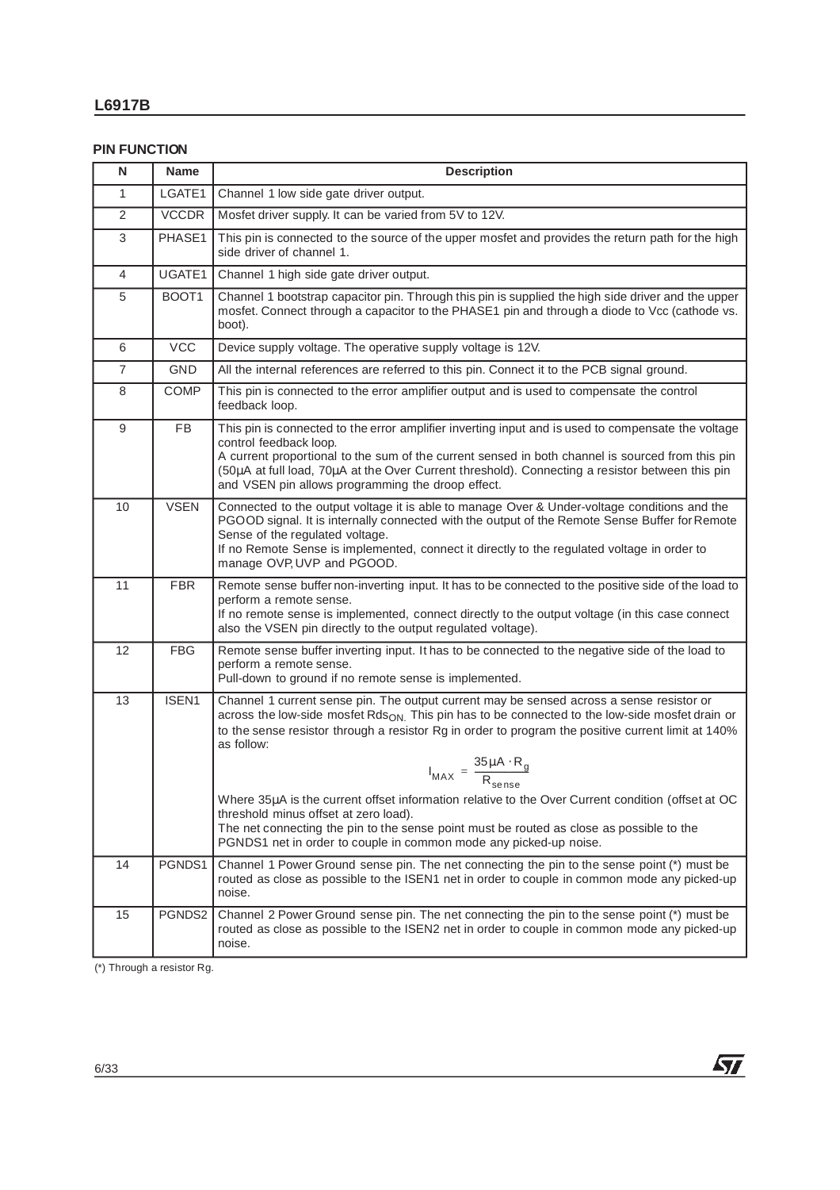## PIN FUNCTION

| N | Name | Description |
|---|---|---|
| 1 | LGATE1 | Channel 1 low side gate driver output. |
| 2 | VCCDR | Mosfet driver supply. It can be varied from 5V to 12V. |
| 3 | PHASE1 | This pin is connected to the source of the upper mosfet and provides the return path for the high side driver of channel 1. |
| 4 | UGATE1 | Channel 1 high side gate driver output. |
| 5 | BOOT1 | Channel 1 bootstrap capacitor pin. Through this pin is supplied the high side driver and the upper mosfet. Connect through a capacitor to the PHASE1 pin and through a diode to Vcc (cathode vs. boot). |
| 6 | VCC | Device supply voltage. The operative supply voltage is 12V. |
| 7 | GND | All the internal references are referred to this pin. Connect it to the PCB signal ground. |
| 8 | COMP | This pin is connected to the error amplifier output and is used to compensate the control feedback loop. |
| 9 | FB | This pin is connected to the error amplifier inverting input and is used to compensate the voltage control feedback loop.<br>A current proportional to the sum of the current sensed in both channel is sourced from this pin (50µA at full load, 70µA at the Over Current threshold). Connecting a resistor between this pin and VSEN pin allows programming the droop effect. |
| 10 | VSEN | Connected to the output voltage it is able to manage Over & Under-voltage conditions and the PGOOD signal. It is internally connected with the output of the Remote Sense Buffer for Remote Sense of the regulated voltage.<br>If no Remote Sense is implemented, connect it directly to the regulated voltage in order to manage OVP, UVP and PGOOD. |
| 11 | FBR | Remote sense buffer non-inverting input. It has to be connected to the positive side of the load to perform a remote sense.<br>If no remote sense is implemented, connect directly to the output voltage (in this case connect also the VSEN pin directly to the output regulated voltage). |
| 12 | FBG | Remote sense buffer inverting input. It has to be connected to the negative side of the load to perform a remote sense.<br>Pull-down to ground if no remote sense is implemented. |
| 13 | ISEN1 | Channel 1 current sense pin. The output current may be sensed across a sense resistor or across the low-side mosfet $Rds_{ON}$. This pin has to be connected to the low-side mosfet drain or to the sense resistor through a resistor Rg in order to program the positive current limit at 140% as follow:<br>$$I_{MAX} = \frac{35\mu A \cdot R_g}{R_{sense}}$$<br>Where 35µA is the current offset information relative to the Over Current condition (offset at OC threshold minus offset at zero load).<br>The net connecting the pin to the sense point must be routed as close as possible to the PGNDS1 net in order to couple in common mode any picked-up noise. |
| 14 | PGNDS1 | Channel 1 Power Ground sense pin. The net connecting the pin to the sense point (*) must be routed as close as possible to the ISEN1 net in order to couple in common mode any picked-up noise. |
| 15 | PGNDS2 | Channel 2 Power Ground sense pin. The net connecting the pin to the sense point (*) must be routed as close as possible to the ISEN2 net in order to couple in common mode any picked-up noise. |

(*) Through a resistor Rg.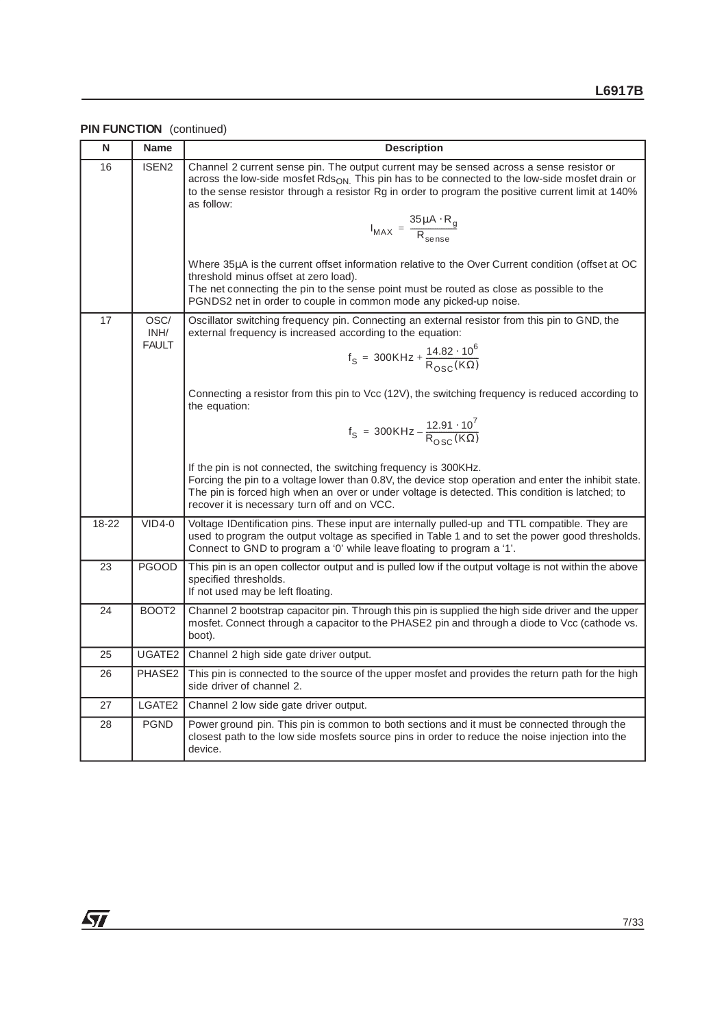**PIN FUNCTION** (continued)

| N | Name | Description |
|---|---|---|
| 16 | ISEN2 | Channel 2 current sense pin. The output current may be sensed across a sense resistor or across the low-side mosfet $Rds_{ON}$. This pin has to be connected to the low-side mosfet drain or to the sense resistor through a resistor Rg in order to program the positive current limit at 140% as follow: $$I_{MAX} = \frac{35\mu A \cdot R_g}{R_{sense}}$$ Where 35µA is the current offset information relative to the Over Current condition (offset at OC threshold minus offset at zero load). The net connecting the pin to the sense point must be routed as close as possible to the PGNDS2 net in order to couple in common mode any picked-up noise. |
| 17 | OSC/ INH/ FAULT | Oscillator switching frequency pin. Connecting an external resistor from this pin to GND, the external frequency is increased according to the equation: $$f_S = 300KHz + \frac{14.82 \cdot 10^6}{R_{OSC}(K\Omega)}$$ Connecting a resistor from this pin to Vcc (12V), the switching frequency is reduced according to the equation: $$f_S = 300KHz - \frac{12.91 \cdot 10^7}{R_{OSC}(K\Omega)}$$ If the pin is not connected, the switching frequency is 300KHz. Forcing the pin to a voltage lower than 0.8V, the device stop operation and enter the inhibit state. The pin is forced high when an over or under voltage is detected. This condition is latched; to recover it is necessary turn off and on VCC. |
| 18-22 | VID4-0 | Voltage IDentification pins. These input are internally pulled-up and TTL compatible. They are used to program the output voltage as specified in Table 1 and to set the power good thresholds. Connect to GND to program a '0' while leave floating to program a '1'. |
| 23 | PGOOD | This pin is an open collector output and is pulled low if the output voltage is not within the above specified thresholds. If not used may be left floating. |
| 24 | BOOT2 | Channel 2 bootstrap capacitor pin. Through this pin is supplied the high side driver and the upper mosfet. Connect through a capacitor to the PHASE2 pin and through a diode to Vcc (cathode vs. boot). |
| 25 | UGATE2 | Channel 2 high side gate driver output. |
| 26 | PHASE2 | This pin is connected to the source of the upper mosfet and provides the return path for the high side driver of channel 2. |
| 27 | LGATE2 | Channel 2 low side gate driver output. |
| 28 | PGND | Power ground pin. This pin is common to both sections and it must be connected through the closest path to the low side mosfets source pins in order to reduce the noise injection into the device. |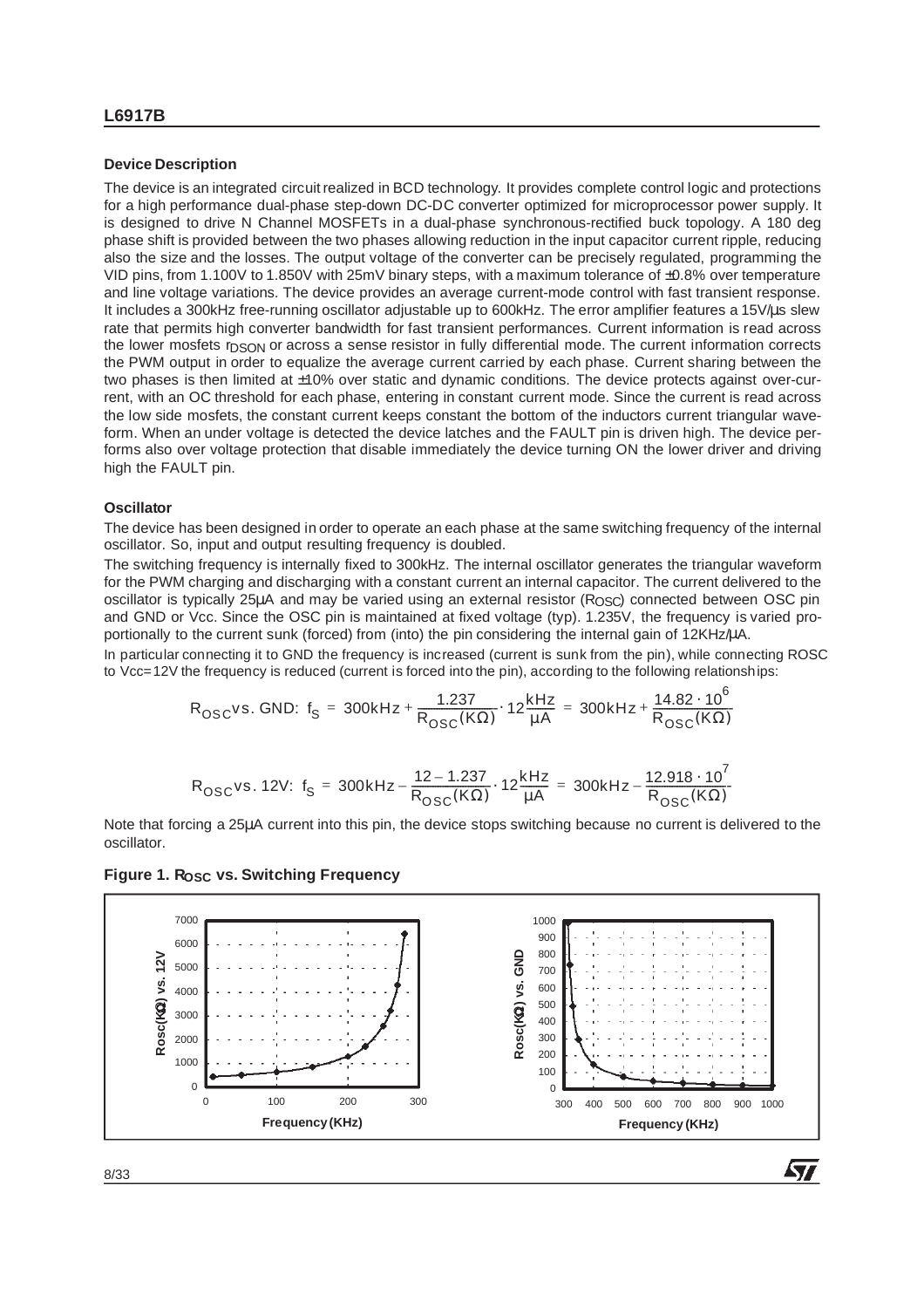### Device Description

The device is an integrated circuit realized in BCD technology. It provides complete control logic and protections for a high performance dual-phase step-down DC-DC converter optimized for microprocessor power supply. It is designed to drive N Channel MOSFETs in a dual-phase synchronous-rectified buck topology. A 180 deg phase shift is provided between the two phases allowing reduction in the input capacitor current ripple, reducing also the size and the losses. The output voltage of the converter can be precisely regulated, programming the VID pins, from 1.100V to 1.850V with 25mV binary steps, with a maximum tolerance of ±0.8% over temperature and line voltage variations. The device provides an average current-mode control with fast transient response. It includes a 300kHz free-running oscillator adjustable up to 600kHz. The error amplifier features a 15V/µs slew rate that permits high converter bandwidth for fast transient performances. Current information is read across the lower mosfets $r_{DSON}$ or across a sense resistor in fully differential mode. The current information corrects the PWM output in order to equalize the average current carried by each phase. Current sharing between the two phases is then limited at ±10% over static and dynamic conditions. The device protects against over-current, with an OC threshold for each phase, entering in constant current mode. Since the current is read across the low side mosfets, the constant current keeps constant the bottom of the inductors current triangular waveform. When an under voltage is detected the device latches and the FAULT pin is driven high. The device performs also over voltage protection that disable immediately the device turning ON the lower driver and driving high the FAULT pin.

### Oscillator

The device has been designed in order to operate an each phase at the same switching frequency of the internal oscillator. So, input and output resulting frequency is doubled.

The switching frequency is internally fixed to 300kHz. The internal oscillator generates the triangular waveform for the PWM charging and discharging with a constant current an internal capacitor. The current delivered to the oscillator is typically 25µA and may be varied using an external resistor ($R_{OSC}$) connected between OSC pin and GND or Vcc. Since the OSC pin is maintained at fixed voltage (typ). 1.235V, the frequency is varied proportionally to the current sunk (forced) from (into) the pin considering the internal gain of 12KHz/µA.

In particular connecting it to GND the frequency is increased (current is sunk from the pin), while connecting ROSC to Vcc=12V the frequency is reduced (current is forced into the pin), according to the following relationships:

$$R_{OSC}\text{vs. GND: } f_S = 300kHz + \frac{1.237}{R_{OSC}(K\Omega)} \cdot 12\frac{kHz}{\mu A} = 300kHz + \frac{14.82 \cdot 10^6}{R_{OSC}(K\Omega)}$$

$$R_{OSC}\text{vs. 12V: } f_S = 300kHz - \frac{12 - 1.237}{R_{OSC}(K\Omega)} \cdot 12\frac{kHz}{\mu A} = 300kHz - \frac{12.918 \cdot 10^7}{R_{OSC}(K\Omega)}$$

Note that forcing a 25µA current into this pin, the device stops switching because no current is delivered to the oscillator.

**Figure 1. $R_{OSC}$ vs. Switching Frequency**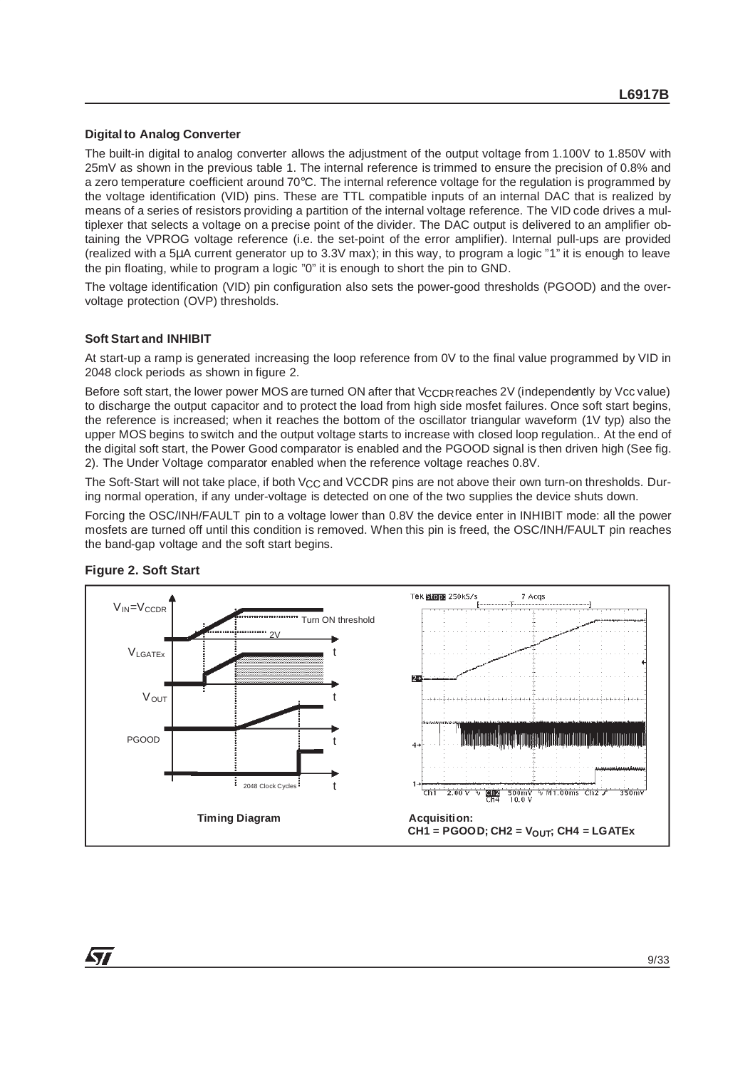### Digital to Analog Converter

The built-in digital to analog converter allows the adjustment of the output voltage from 1.100V to 1.850V with 25mV as shown in the previous table 1. The internal reference is trimmed to ensure the precision of 0.8% and a zero temperature coefficient around 70°C. The internal reference voltage for the regulation is programmed by the voltage identification (VID) pins. These are TTL compatible inputs of an internal DAC that is realized by means of a series of resistors providing a partition of the internal voltage reference. The VID code drives a multiplexer that selects a voltage on a precise point of the divider. The DAC output is delivered to an amplifier obtaining the VPROG voltage reference (i.e. the set-point of the error amplifier). Internal pull-ups are provided (realized with a 5µA current generator up to 3.3V max); in this way, to program a logic "1" it is enough to leave the pin floating, while to program a logic "0" it is enough to short the pin to GND.

The voltage identification (VID) pin configuration also sets the power-good thresholds (PGOOD) and the over-voltage protection (OVP) thresholds.

### Soft Start and INHIBIT

At start-up a ramp is generated increasing the loop reference from 0V to the final value programmed by VID in 2048 clock periods as shown in figure 2.

Before soft start, the lower power MOS are turned ON after that $V_{CCDR}$ reaches 2V (independently by Vcc value) to discharge the output capacitor and to protect the load from high side mosfet failures. Once soft start begins, the reference is increased; when it reaches the bottom of the oscillator triangular waveform (1V typ) also the upper MOS begins to switch and the output voltage starts to increase with closed loop regulation.. At the end of the digital soft start, the Power Good comparator is enabled and the PGOOD signal is then driven high (See fig. 2). The Under Voltage comparator enabled when the reference voltage reaches 0.8V.

The Soft-Start will not take place, if both $V_{CC}$ and VCCDR pins are not above their own turn-on thresholds. During normal operation, if any under-voltage is detected on one of the two supplies the device shuts down.

Forcing the OSC/INH/FAULT pin to a voltage lower than 0.8V the device enter in INHIBIT mode: all the power mosfets are turned off until this condition is removed. When this pin is freed, the OSC/INH/FAULT pin reaches the band-gap voltage and the soft start begins.

**Figure 2. Soft Start**

$V_{IN}$=$V_{CCDR}$
Turn ON threshold
2V
$V_{LGATEx}$
t
$V_{OUT}$
t
PGOOD
t
2048 Clock Cycles
t

Timing Diagram

Tek Stop: 250kS/s 7 Acqs
Ch1 2.00 V Ch2 500mV M1.00ms Ch2 350mV
Ch4 10.0 V

Acquisition:
CH1 = PGOOD; CH2 = $V_{OUT}$; CH4 = LGATEx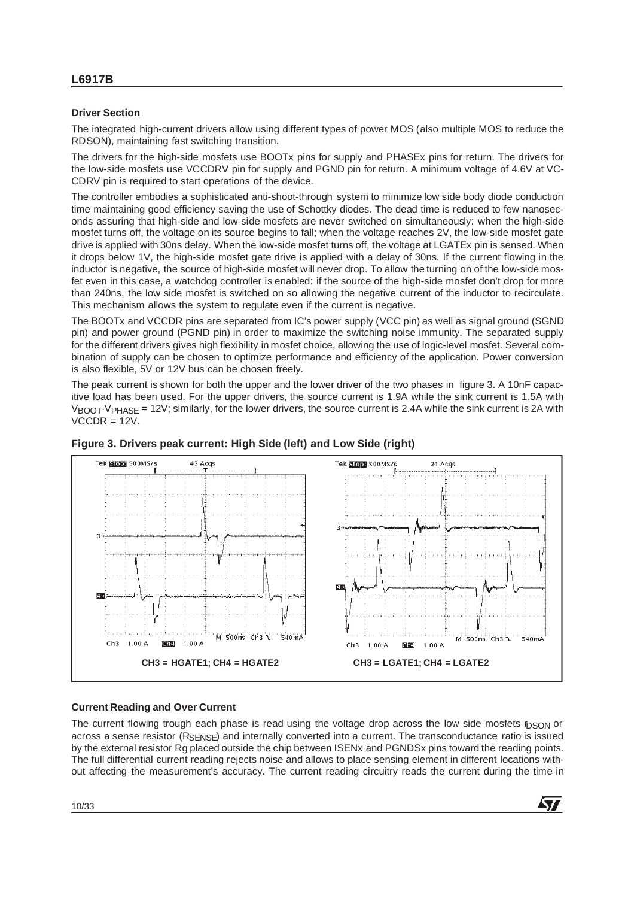### Driver Section

The integrated high-current drivers allow using different types of power MOS (also multiple MOS to reduce the RDSON), maintaining fast switching transition.

The drivers for the high-side mosfets use BOOTx pins for supply and PHASEx pins for return. The drivers for the low-side mosfets use VCCDRV pin for supply and PGND pin for return. A minimum voltage of 4.6V at VCCDRV pin is required to start operations of the device.

The controller embodies a sophisticated anti-shoot-through system to minimize low side body diode conduction time maintaining good efficiency saving the use of Schottky diodes. The dead time is reduced to few nanoseconds assuring that high-side and low-side mosfets are never switched on simultaneously: when the high-side mosfet turns off, the voltage on its source begins to fall; when the voltage reaches 2V, the low-side mosfet gate drive is applied with 30ns delay. When the low-side mosfet turns off, the voltage at LGATEx pin is sensed. When it drops below 1V, the high-side mosfet gate drive is applied with a delay of 30ns. If the current flowing in the inductor is negative, the source of high-side mosfet will never drop. To allow the turning on of the low-side mosfet even in this case, a watchdog controller is enabled: if the source of the high-side mosfet don't drop for more than 240ns, the low side mosfet is switched on so allowing the negative current of the inductor to recirculate. This mechanism allows the system to regulate even if the current is negative.

The BOOTx and VCCDR pins are separated from IC's power supply (VCC pin) as well as signal ground (SGND pin) and power ground (PGND pin) in order to maximize the switching noise immunity. The separated supply for the different drivers gives high flexibility in mosfet choice, allowing the use of logic-level mosfet. Several combination of supply can be chosen to optimize performance and efficiency of the application. Power conversion is also flexible, 5V or 12V bus can be chosen freely.

The peak current is shown for both the upper and the lower driver of the two phases in figure 3. A 10nF capacitive load has been used. For the upper drivers, the source current is 1.9A while the sink current is 1.5A with $V_{BOOT}$-$V_{PHASE}$ = 12V; similarly, for the lower drivers, the source current is 2.4A while the sink current is 2A with VCCDR = 12V.

**Figure 3. Drivers peak current: High Side (left) and Low Side (right)**

Tek Stop: 500MS/s 43 Acqs

Ch3 1.00 A Ch4 1.00 A M 500ns Ch3 ↘ 540mA

**CH3 = HGATE1; CH4 = HGATE2**

Tek Stop: 500MS/s 24 Acqs

Ch3 1.00 A Ch4 1.00 A M 500ns Ch3 ↘ 540mA

**CH3 = LGATE1; CH4 = LGATE2**

### Current Reading and Over Current

The current flowing trough each phase is read using the voltage drop across the low side mosfets $r_{DSON}$ or across a sense resistor ($R_{SENSE}$) and internally converted into a current. The transconductance ratio is issued by the external resistor Rg placed outside the chip between ISENx and PGNDSx pins toward the reading points. The full differential current reading rejects noise and allows to place sensing element in different locations without affecting the measurement's accuracy. The current reading circuitry reads the current during the time in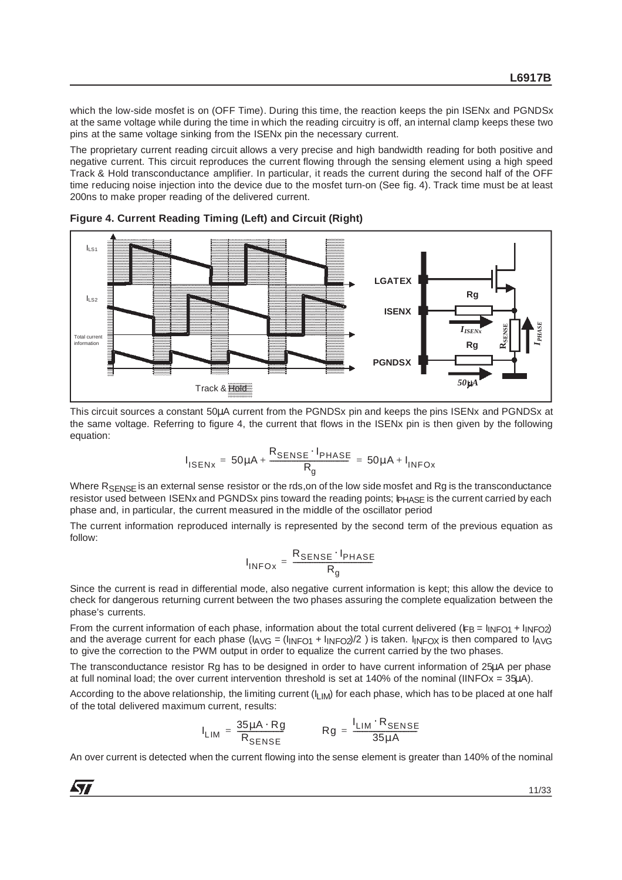which the low-side mosfet is on (OFF Time). During this time, the reaction keeps the pin ISENx and PGNDSx at the same voltage while during the time in which the reading circuitry is off, an internal clamp keeps these two pins at the same voltage sinking from the ISENx pin the necessary current.

The proprietary current reading circuit allows a very precise and high bandwidth reading for both positive and negative current. This circuit reproduces the current flowing through the sensing element using a high speed Track & Hold transconductance amplifier. In particular, it reads the current during the second half of the OFF time reducing noise injection into the device due to the mosfet turn-on (See fig. 4). Track time must be at least 200ns to make proper reading of the delivered current.

**Figure 4. Current Reading Timing (Left) and Circuit (Right)**

$I_{LS1}$
$I_{LS2}$
Total current information
Track & Hold
LGATEX
ISENX
PGNDSX
Rg
Rg
$I_{ISENx}$
$R_{SENSE}$
$I_{PHASE}$
50µA

This circuit sources a constant 50µA current from the PGNDSx pin and keeps the pins ISENx and PGNDSx at the same voltage. Referring to figure 4, the current that flows in the ISENx pin is then given by the following equation:

$$I_{ISENx} = 50\mu A + \frac{R_{SENSE} \cdot I_{PHASE}}{R_g} = 50\mu A + I_{INFOx}$$

Where $R_{SENSE}$ is an external sense resistor or the rds,on of the low side mosfet and Rg is the transconductance resistor used between ISENx and PGNDSx pins toward the reading points; $I_{PHASE}$ is the current carried by each phase and, in particular, the current measured in the middle of the oscillator period

The current information reproduced internally is represented by the second term of the previous equation as follow:

$$I_{INFOx} = \frac{R_{SENSE} \cdot I_{PHASE}}{R_g}$$

Since the current is read in differential mode, also negative current information is kept; this allow the device to check for dangerous returning current between the two phases assuring the complete equalization between the phase's currents.

From the current information of each phase, information about the total current delivered ($I_{FB} = I_{INFO1} + I_{INFO2}$) and the average current for each phase ($I_{AVG} = (I_{INFO1} + I_{INFO2})/2$ ) is taken. $I_{INFOX}$ is then compared to $I_{AVG}$ to give the correction to the PWM output in order to equalize the current carried by the two phases.

The transconductance resistor Rg has to be designed in order to have current information of 25µA per phase at full nominal load; the over current intervention threshold is set at 140% of the nominal (IINFOx = 35µA).

According to the above relationship, the limiting current ($I_{LIM}$) for each phase, which has to be placed at one half of the total delivered maximum current, results:

$$I_{LIM} = \frac{35\mu A \cdot Rg}{R_{SENSE}} \qquad Rg = \frac{I_{LIM} \cdot R_{SENSE}}{35\mu A}$$

An over current is detected when the current flowing into the sense element is greater than 140% of the nominal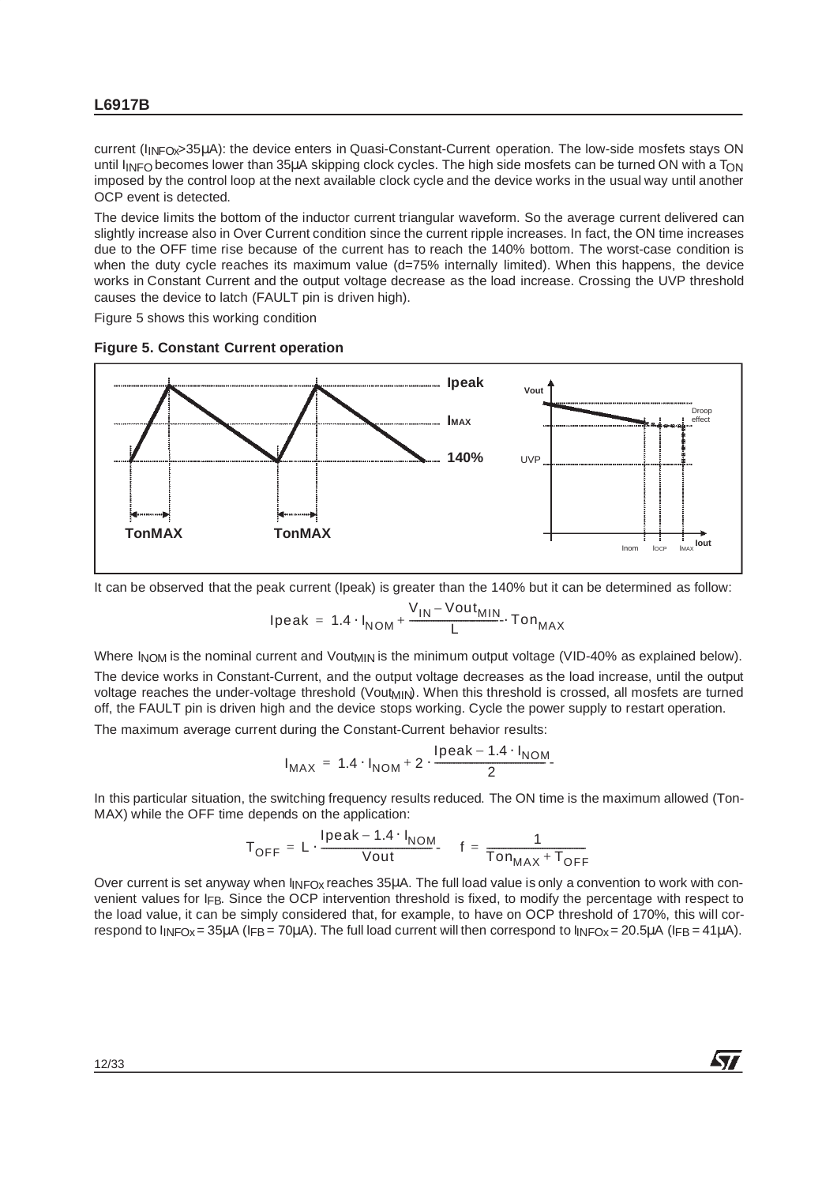current ($I_{INFOx}$>35μA): the device enters in Quasi-Constant-Current operation. The low-side mosfets stays ON until $I_{INFO}$ becomes lower than 35μA skipping clock cycles. The high side mosfets can be turned ON with a $T_{ON}$ imposed by the control loop at the next available clock cycle and the device works in the usual way until another OCP event is detected.

The device limits the bottom of the inductor current triangular waveform. So the average current delivered can slightly increase also in Over Current condition since the current ripple increases. In fact, the ON time increases due to the OFF time rise because of the current has to reach the 140% bottom. The worst-case condition is when the duty cycle reaches its maximum value (d=75% internally limited). When this happens, the device works in Constant Current and the output voltage decrease as the load increase. Crossing the UVP threshold causes the device to latch (FAULT pin is driven high).

Figure 5 shows this working condition

**Figure 5. Constant Current operation**

Ipeak
IMAX
140%
TonMAX
TonMAX
Vout
Droop effect
UVP
Inom
IOCP
IMAX
Iout

It can be observed that the peak current (Ipeak) is greater than the 140% but it can be determined as follow:

$$Ipeak = 1.4 \cdot I_{NOM} + \frac{V_{IN} - Vout_{MIN}}{L} \cdot Ton_{MAX}$$

Where $I_{NOM}$ is the nominal current and $Vout_{MIN}$ is the minimum output voltage (VID-40% as explained below).

The device works in Constant-Current, and the output voltage decreases as the load increase, until the output voltage reaches the under-voltage threshold ($Vout_{MIN}$). When this threshold is crossed, all mosfets are turned off, the FAULT pin is driven high and the device stops working. Cycle the power supply to restart operation.

The maximum average current during the Constant-Current behavior results:

$$I_{MAX} = 1.4 \cdot I_{NOM} + 2 \cdot \frac{Ipeak - 1.4 \cdot I_{NOM}}{2}$$

In this particular situation, the switching frequency results reduced. The ON time is the maximum allowed (Ton-MAX) while the OFF time depends on the application:

$$T_{OFF} = L \cdot \frac{Ipeak - 1.4 \cdot I_{NOM}}{Vout} \qquad f = \frac{1}{Ton_{MAX} + T_{OFF}}$$

Over current is set anyway when $I_{INFOx}$ reaches 35μA. The full load value is only a convention to work with convenient values for $I_{FB}$. Since the OCP intervention threshold is fixed, to modify the percentage with respect to the load value, it can be simply considered that, for example, to have on OCP threshold of 170%, this will correspond to $I_{INFOx}$ = 35μA ($I_{FB}$ = 70μA). The full load current will then correspond to $I_{INFOx}$ = 20.5μA ($I_{FB}$ = 41μA).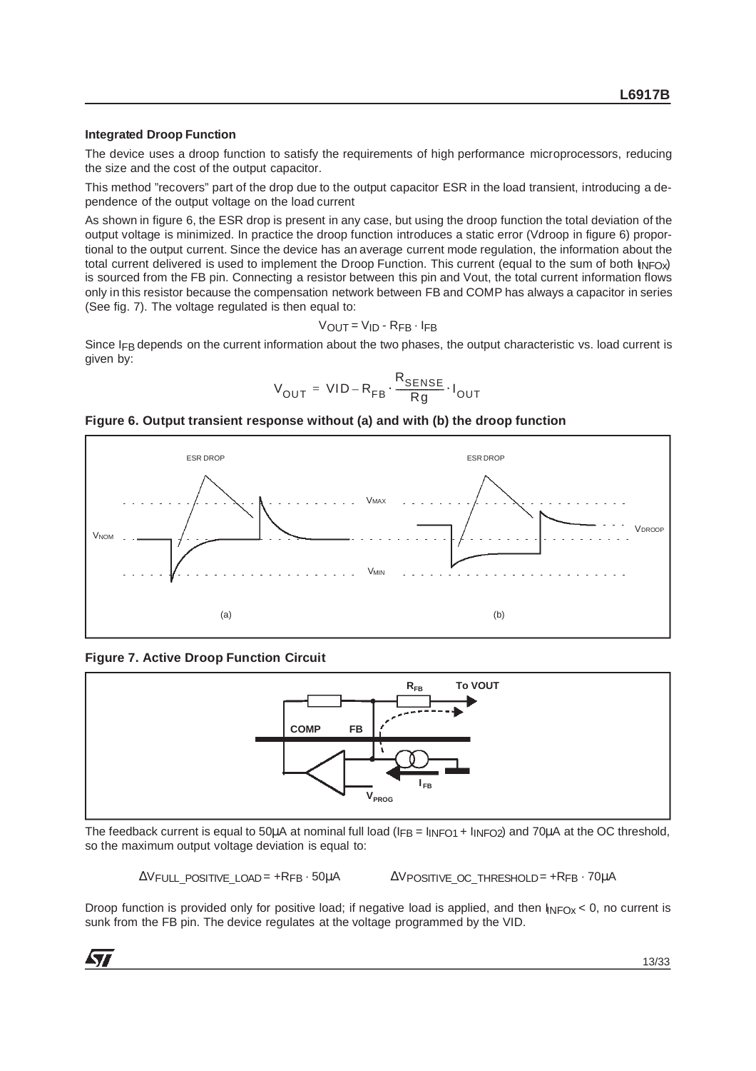### Integrated Droop Function

The device uses a droop function to satisfy the requirements of high performance microprocessors, reducing the size and the cost of the output capacitor.

This method "recovers" part of the drop due to the output capacitor ESR in the load transient, introducing a dependence of the output voltage on the load current

As shown in figure 6, the ESR drop is present in any case, but using the droop function the total deviation of the output voltage is minimized. In practice the droop function introduces a static error (Vdroop in figure 6) proportional to the output current. Since the device has an average current mode regulation, the information about the total current delivered is used to implement the Droop Function. This current (equal to the sum of both $I_{INFOx}$) is sourced from the FB pin. Connecting a resistor between this pin and Vout, the total current information flows only in this resistor because the compensation network between FB and COMP has always a capacitor in series (See fig. 7). The voltage regulated is then equal to:

$$V_{OUT} = V_{ID} - R_{FB} \cdot I_{FB}$$

Since $I_{FB}$ depends on the current information about the two phases, the output characteristic vs. load current is given by:

$$V_{OUT} = VID - R_{FB} \cdot \frac{R_{SENSE}}{Rg} \cdot I_{OUT}$$

**Figure 6. Output transient response without (a) and with (b) the droop function**

ESR DROP
VMAX
VNOM
VMIN
(a)
ESR DROP
VDROOP
(b)

**Figure 7. Active Droop Function Circuit**

RFB
To VOUT
COMP
FB
IFB
VPROG

The feedback current is equal to 50µA at nominal full load ($I_{FB} = I_{INFO1} + I_{INFO2}$) and 70µA at the OC threshold, so the maximum output voltage deviation is equal to:

$$\Delta V_{FULL\_POSITIVE\_LOAD} = +R_{FB} \cdot 50\mu A \qquad \Delta V_{POSITIVE\_OC\_THRESHOLD} = +R_{FB} \cdot 70\mu A$$

Droop function is provided only for positive load; if negative load is applied, and then $I_{INFOx} < 0$, no current is sunk from the FB pin. The device regulates at the voltage programmed by the VID.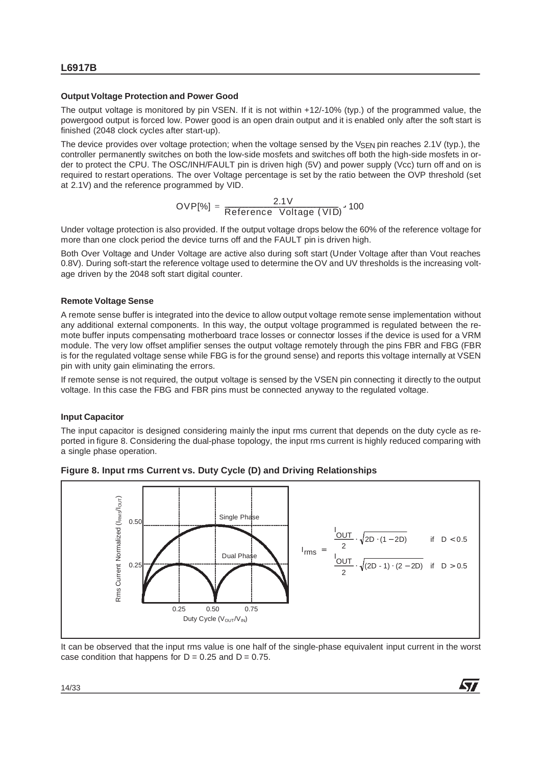### Output Voltage Protection and Power Good

The output voltage is monitored by pin VSEN. If it is not within +12/-10% (typ.) of the programmed value, the powergood output is forced low. Power good is an open drain output and it is enabled only after the soft start is finished (2048 clock cycles after start-up).

The device provides over voltage protection; when the voltage sensed by the $V_{SEN}$ pin reaches 2.1V (typ.), the controller permanently switches on both the low-side mosfets and switches off both the high-side mosfets in order to protect the CPU. The OSC/INH/FAULT pin is driven high (5V) and power supply (Vcc) turn off and on is required to restart operations. The over Voltage percentage is set by the ratio between the OVP threshold (set at 2.1V) and the reference programmed by VID.

$$OVP[\%] = \frac{2.1V}{\text{Reference Voltage (VID)}} \cdot 100$$

Under voltage protection is also provided. If the output voltage drops below the 60% of the reference voltage for more than one clock period the device turns off and the FAULT pin is driven high.

Both Over Voltage and Under Voltage are active also during soft start (Under Voltage after than Vout reaches 0.8V). During soft-start the reference voltage used to determine the OV and UV thresholds is the increasing voltage driven by the 2048 soft start digital counter.

### Remote Voltage Sense

A remote sense buffer is integrated into the device to allow output voltage remote sense implementation without any additional external components. In this way, the output voltage programmed is regulated between the remote buffer inputs compensating motherboard trace losses or connector losses if the device is used for a VRM module. The very low offset amplifier senses the output voltage remotely through the pins FBR and FBG (FBR is for the regulated voltage sense while FBG is for the ground sense) and reports this voltage internally at VSEN pin with unity gain eliminating the errors.

If remote sense is not required, the output voltage is sensed by the VSEN pin connecting it directly to the output voltage. In this case the FBG and FBR pins must be connected anyway to the regulated voltage.

### Input Capacitor

The input capacitor is designed considering mainly the input rms current that depends on the duty cycle as reported in figure 8. Considering the dual-phase topology, the input rms current is highly reduced comparing with a single phase operation.

**Figure 8. Input rms Current vs. Duty Cycle (D) and Driving Relationships**

Rms Current Normalized ($I_{RMS}/I_{OUT}$)

0.50

0.25

Single Phase

Dual Phase

0.25 0.50 0.75

Duty Cycle ($V_{OUT}/V_{IN}$)

$$I_{rms} = \begin{cases} \dfrac{I_{OUT}}{2} \cdot \sqrt{2D \cdot (1-2D)} & \text{if } D < 0.5 \\ \dfrac{I_{OUT}}{2} \cdot \sqrt{(2D-1) \cdot (2-2D)} & \text{if } D > 0.5 \end{cases}$$

It can be observed that the input rms value is one half of the single-phase equivalent input current in the worst case condition that happens for D = 0.25 and D = 0.75.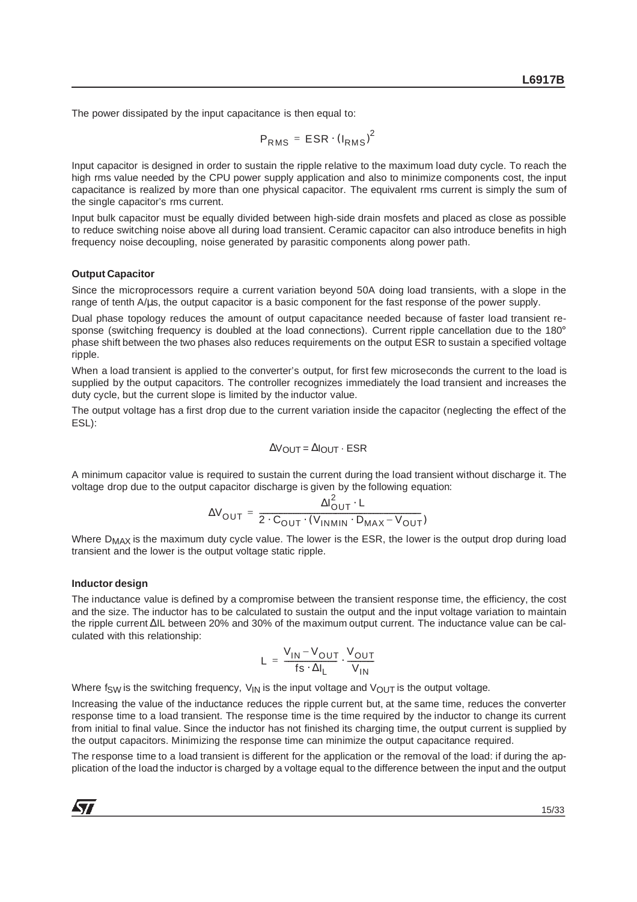The power dissipated by the input capacitance is then equal to:

$$P_{RMS} = ESR \cdot (I_{RMS})^2$$

Input capacitor is designed in order to sustain the ripple relative to the maximum load duty cycle. To reach the high rms value needed by the CPU power supply application and also to minimize components cost, the input capacitance is realized by more than one physical capacitor. The equivalent rms current is simply the sum of the single capacitor's rms current.

Input bulk capacitor must be equally divided between high-side drain mosfets and placed as close as possible to reduce switching noise above all during load transient. Ceramic capacitor can also introduce benefits in high frequency noise decoupling, noise generated by parasitic components along power path.

**Output Capacitor**

Since the microprocessors require a current variation beyond 50A doing load transients, with a slope in the range of tenth A/µs, the output capacitor is a basic component for the fast response of the power supply.

Dual phase topology reduces the amount of output capacitance needed because of faster load transient response (switching frequency is doubled at the load connections). Current ripple cancellation due to the 180° phase shift between the two phases also reduces requirements on the output ESR to sustain a specified voltage ripple.

When a load transient is applied to the converter's output, for first few microseconds the current to the load is supplied by the output capacitors. The controller recognizes immediately the load transient and increases the duty cycle, but the current slope is limited by the inductor value.

The output voltage has a first drop due to the current variation inside the capacitor (neglecting the effect of the ESL):

$$\Delta V_{OUT} = \Delta I_{OUT} \cdot ESR$$

A minimum capacitor value is required to sustain the current during the load transient without discharge it. The voltage drop due to the output capacitor discharge is given by the following equation:

$$\Delta V_{OUT} = \frac{\Delta I_{OUT}^2 \cdot L}{2 \cdot C_{OUT} \cdot (V_{INMIN} \cdot D_{MAX} - V_{OUT})}$$

Where $D_{MAX}$ is the maximum duty cycle value. The lower is the ESR, the lower is the output drop during load transient and the lower is the output voltage static ripple.

**Inductor design**

The inductance value is defined by a compromise between the transient response time, the efficiency, the cost and the size. The inductor has to be calculated to sustain the output and the input voltage variation to maintain the ripple current $\Delta IL$ between 20% and 30% of the maximum output current. The inductance value can be calculated with this relationship:

$$L = \frac{V_{IN} - V_{OUT}}{fs \cdot \Delta I_L} \cdot \frac{V_{OUT}}{V_{IN}}$$

Where $f_{SW}$ is the switching frequency, $V_{IN}$ is the input voltage and $V_{OUT}$ is the output voltage.

Increasing the value of the inductance reduces the ripple current but, at the same time, reduces the converter response time to a load transient. The response time is the time required by the inductor to change its current from initial to final value. Since the inductor has not finished its charging time, the output current is supplied by the output capacitors. Minimizing the response time can minimize the output capacitance required.

The response time to a load transient is different for the application or the removal of the load: if during the application of the load the inductor is charged by a voltage equal to the difference between the input and the output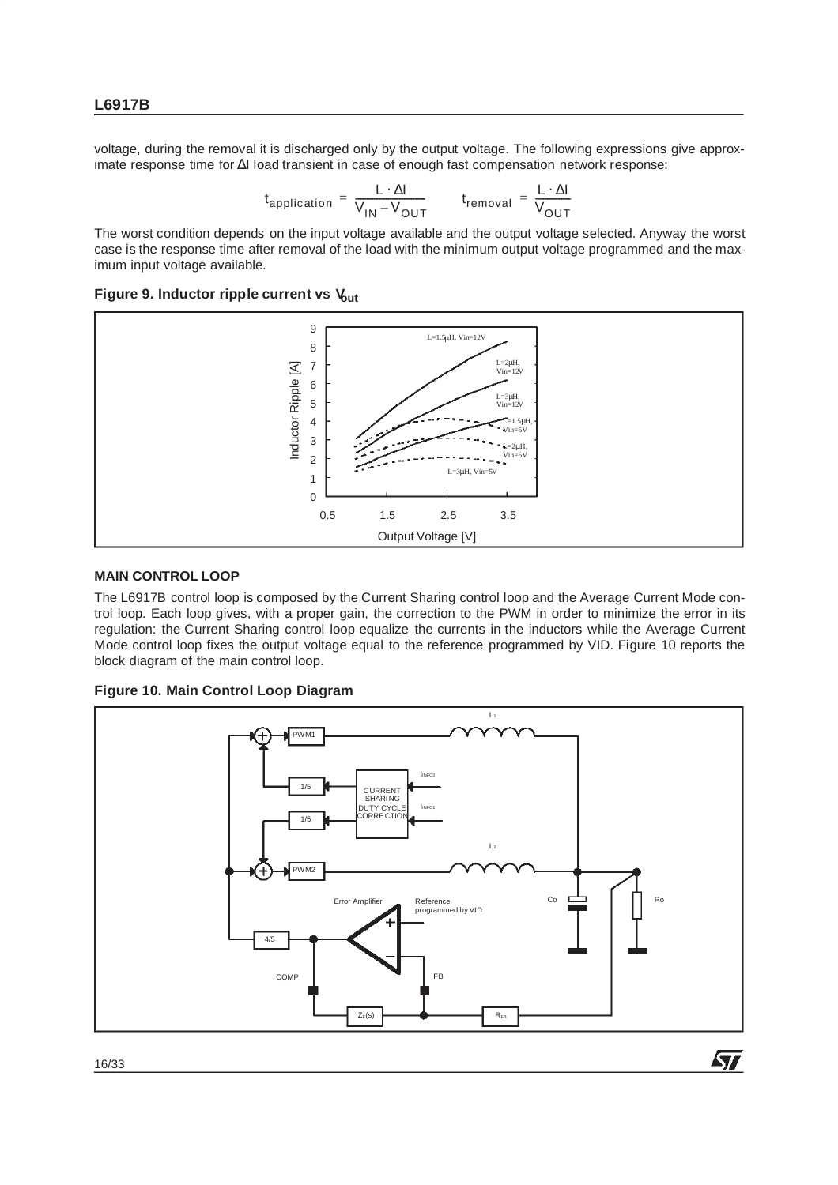voltage, during the removal it is discharged only by the output voltage. The following expressions give approximate response time for ΔI load transient in case of enough fast compensation network response:

$$t_{application} = \frac{L \cdot \Delta I}{V_{IN} - V_{OUT}} \qquad t_{removal} = \frac{L \cdot \Delta I}{V_{OUT}}$$

The worst condition depends on the input voltage available and the output voltage selected. Anyway the worst case is the response time after removal of the load with the minimum output voltage programmed and the maximum input voltage available.

**Figure 9. Inductor ripple current vs $V_{out}$**

**MAIN CONTROL LOOP**

The L6917B control loop is composed by the Current Sharing control loop and the Average Current Mode control loop. Each loop gives, with a proper gain, the correction to the PWM in order to minimize the error in its regulation: the Current Sharing control loop equalize the currents in the inductors while the Average Current Mode control loop fixes the output voltage equal to the reference programmed by VID. Figure 10 reports the block diagram of the main control loop.

**Figure 10. Main Control Loop Diagram**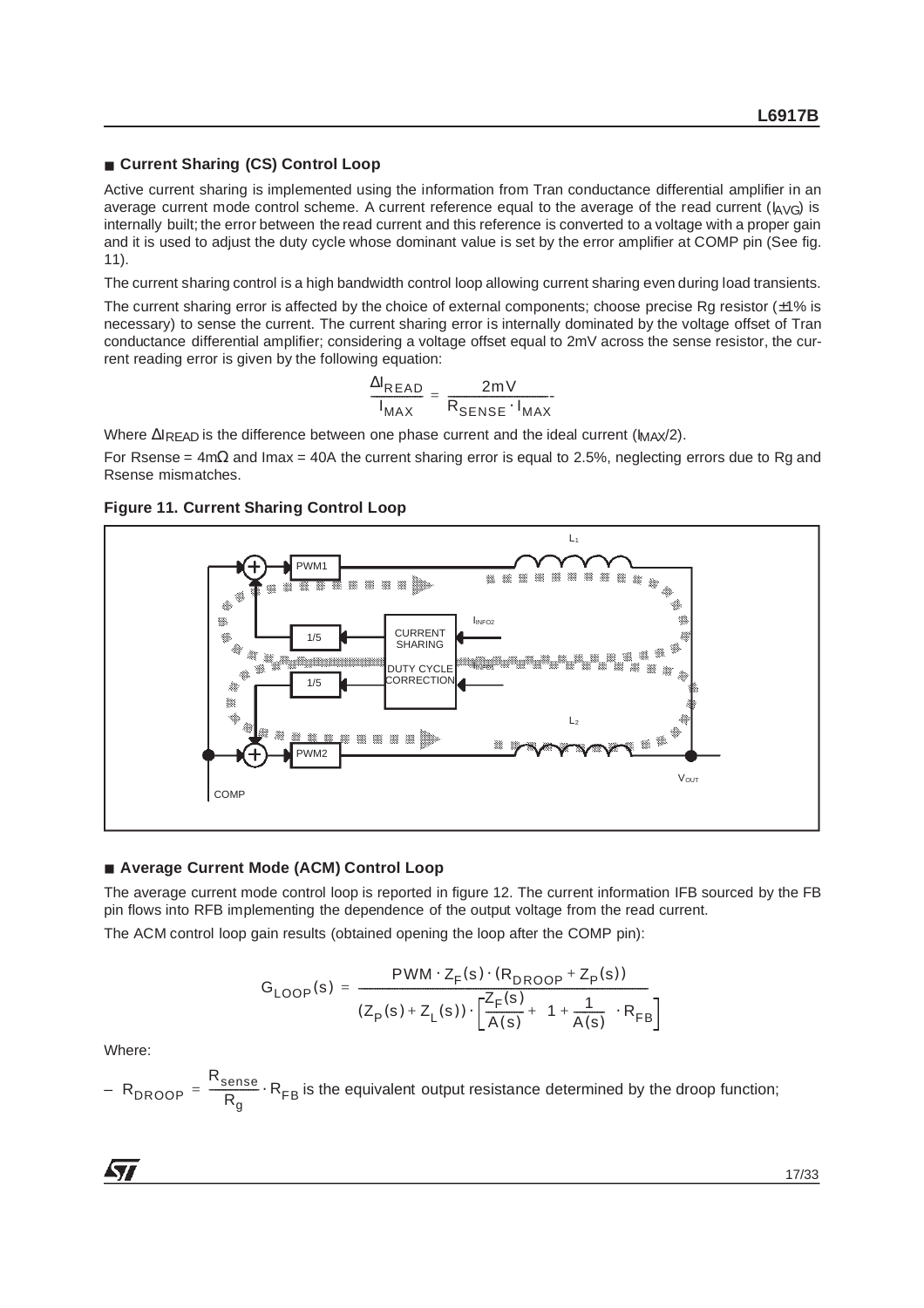- **Current Sharing (CS) Control Loop**

Active current sharing is implemented using the information from Tran conductance differential amplifier in an average current mode control scheme. A current reference equal to the average of the read current ($I_{AVG}$) is internally built; the error between the read current and this reference is converted to a voltage with a proper gain and it is used to adjust the duty cycle whose dominant value is set by the error amplifier at COMP pin (See fig. 11).

The current sharing control is a high bandwidth control loop allowing current sharing even during load transients.

The current sharing error is affected by the choice of external components; choose precise Rg resistor (±1% is necessary) to sense the current. The current sharing error is internally dominated by the voltage offset of Tran conductance differential amplifier; considering a voltage offset equal to 2mV across the sense resistor, the current reading error is given by the following equation:

$$\frac{\Delta I_{READ}}{I_{MAX}} = \frac{2mV}{R_{SENSE} \cdot I_{MAX}}$$

Where $\Delta I_{READ}$ is the difference between one phase current and the ideal current ($I_{MAX}/2$).

For Rsense = 4mΩ and Imax = 40A the current sharing error is equal to 2.5%, neglecting errors due to Rg and Rsense mismatches.

**Figure 11. Current Sharing Control Loop**

PWM1
PWM2
1/5
1/5
CURRENT SHARING
DUTY CYCLE CORRECTION
$I_{INFO2}$
$I_{INFO1}$
$L_1$
$L_2$
$V_{OUT}$
COMP

- **Average Current Mode (ACM) Control Loop**

The average current mode control loop is reported in figure 12. The current information IFB sourced by the FB pin flows into RFB implementing the dependence of the output voltage from the read current.

The ACM control loop gain results (obtained opening the loop after the COMP pin):

$$G_{LOOP}(s) = \frac{PWM \cdot Z_F(s) \cdot (R_{DROOP} + Z_P(s))}{(Z_P(s) + Z_L(s)) \cdot \left[\frac{Z_F(s)}{A(s)} + \left(1 + \frac{1}{A(s)}\right) \cdot R_{FB}\right]}$$

Where:

– $R_{DROOP} = \frac{R_{sense}}{R_g} \cdot R_{FB}$ is the equivalent output resistance determined by the droop function;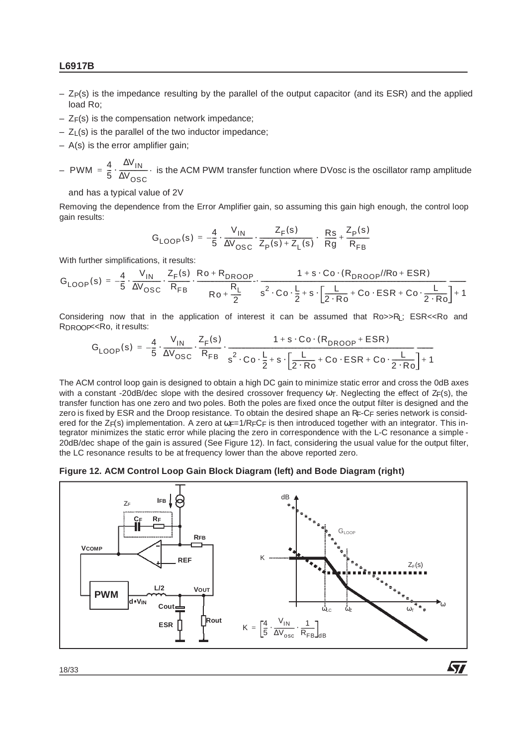- $Z_P(s)$ is the impedance resulting by the parallel of the output capacitor (and its ESR) and the applied load Ro;
- $Z_F(s)$ is the compensation network impedance;
- $Z_L(s)$ is the parallel of the two inductor impedance;
- A(s) is the error amplifier gain;
- $PWM = \frac{4}{5} \cdot \frac{\Delta V_{IN}}{\Delta V_{OSC}} \cdot$ is the ACM PWM transfer function where DVosc is the oscillator ramp amplitude and has a typical value of 2V

Removing the dependence from the Error Amplifier gain, so assuming this gain high enough, the control loop gain results:

$$G_{LOOP}(s) = -\frac{4}{5} \cdot \frac{V_{IN}}{\Delta V_{OSC}} \cdot \frac{Z_F(s)}{Z_P(s) + Z_L(s)} \cdot \frac{Rs}{Rg} + \frac{Z_P(s)}{R_{FB}}$$

With further simplifications, it results:

$$G_{LOOP}(s) = -\frac{4}{5} \cdot \frac{V_{IN}}{\Delta V_{OSC}} \cdot \frac{Z_F(s)}{R_{FB}} \cdot \frac{Ro + R_{DROOP}}{Ro + \frac{R_L}{2}} \cdot \frac{1 + s \cdot Co \cdot (R_{DROOP}//Ro + ESR)}{s^2 \cdot Co \cdot \frac{L}{2} + s \cdot \left[\frac{L}{2 \cdot Ro} + Co \cdot ESR + Co \cdot \frac{L}{2 \cdot Ro}\right] + 1}$$

Considering now that in the application of interest it can be assumed that $Ro >> R_L$; $ESR << Ro$ and $R_{DROOP} << Ro$, it results:

$$G_{LOOP}(s) = -\frac{4}{5} \cdot \frac{V_{IN}}{\Delta V_{OSC}} \cdot \frac{Z_F(s)}{R_{FB}} \cdot \frac{1 + s \cdot Co \cdot (R_{DROOP} + ESR)}{s^2 \cdot Co \cdot \frac{L}{2} + s \cdot \left[\frac{L}{2 \cdot Ro} + Co \cdot ESR + Co \cdot \frac{L}{2 \cdot Ro}\right] + 1}$$

The ACM control loop gain is designed to obtain a high DC gain to minimize static error and cross the 0dB axes with a constant -20dB/dec slope with the desired crossover frequency $\omega_T$. Neglecting the effect of $Z_F(s)$, the transfer function has one zero and two poles. Both the poles are fixed once the output filter is designed and the zero is fixed by ESR and the Droop resistance. To obtain the desired shape an $R_F$-$C_F$ series network is considered for the $Z_F(s)$ implementation. A zero at $\omega_F = 1/R_F C_F$ is then introduced together with an integrator. This integrator minimizes the static error while placing the zero in correspondence with the L-C resonance a simple -20dB/dec shape of the gain is assured (See Figure 12). In fact, considering the usual value for the output filter, the LC resonance results to be at frequency lower than the above reported zero.

**Figure 12. ACM Control Loop Gain Block Diagram (left) and Bode Diagram (right)**

$Z_F$ $I_{FB}$ $C_F$ $R_F$ $R_{FB}$ $V_{COMP}$ REF PWM L/2 $V_{OUT}$ $d \cdot V_{IN}$ Cout ESR Rout

dB $G_{LOOP}$ K $Z_F(s)$ $\omega_{LC}$ $\omega_Z$ $\omega_T$ $\omega$

$$K = \left[\frac{4}{5} \cdot \frac{V_{IN}}{\Delta V_{osc}} \cdot \frac{1}{R_{FB}}\right]_{dB}$$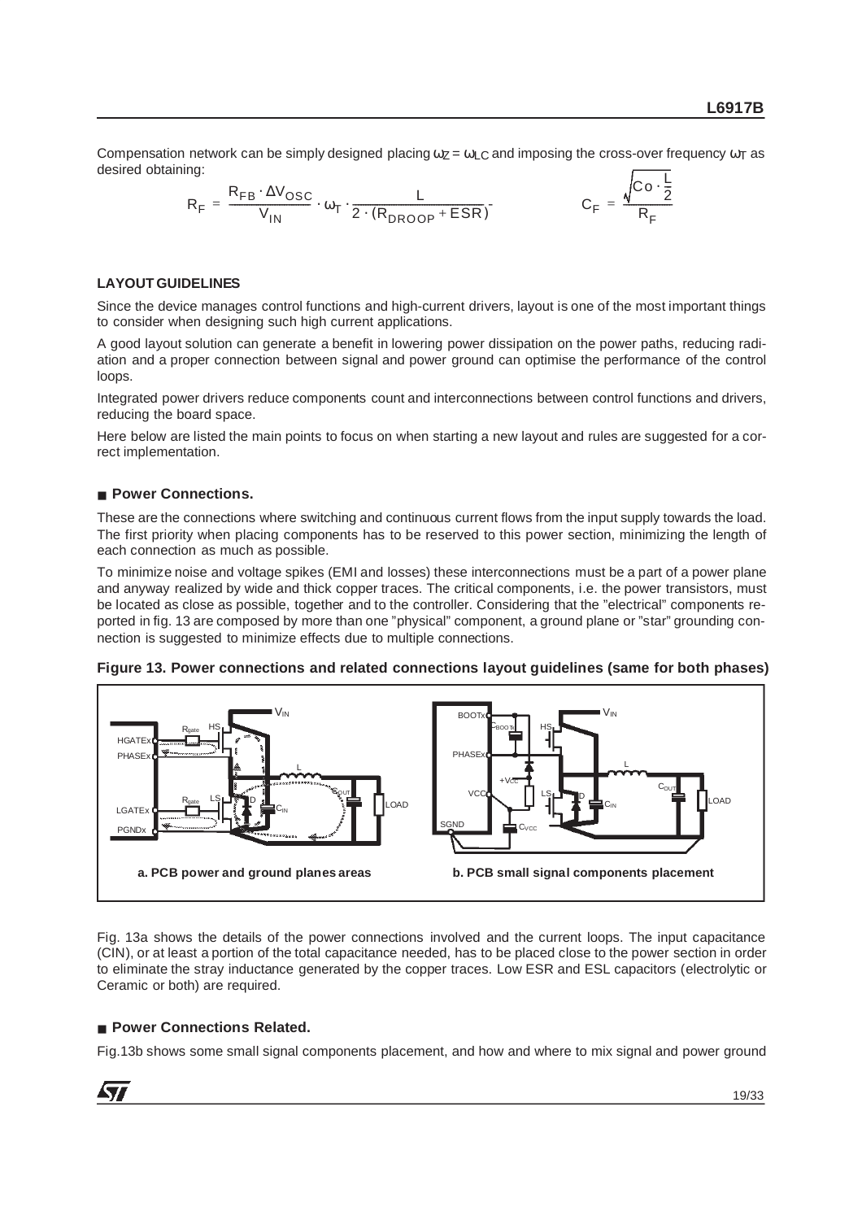Compensation network can be simply designed placing $\omega_Z = \omega_{LC}$ and imposing the cross-over frequency $\omega_T$ as desired obtaining:

$$R_F = \frac{R_{FB} \cdot \Delta V_{OSC}}{V_{IN}} \cdot \omega_T \cdot \frac{L}{2 \cdot (R_{DROOP} + ESR)} \qquad C_F = \frac{\sqrt{Co \cdot \frac{L}{2}}}{R_F}$$

### LAYOUT GUIDELINES

Since the device manages control functions and high-current drivers, layout is one of the most important things to consider when designing such high current applications.

A good layout solution can generate a benefit in lowering power dissipation on the power paths, reducing radiation and a proper connection between signal and power ground can optimise the performance of the control loops.

Integrated power drivers reduce components count and interconnections between control functions and drivers, reducing the board space.

Here below are listed the main points to focus on when starting a new layout and rules are suggested for a correct implementation.

- **Power Connections.**

These are the connections where switching and continuous current flows from the input supply towards the load. The first priority when placing components has to be reserved to this power section, minimizing the length of each connection as much as possible.

To minimize noise and voltage spikes (EMI and losses) these interconnections must be a part of a power plane and anyway realized by wide and thick copper traces. The critical components, i.e. the power transistors, must be located as close as possible, together and to the controller. Considering that the "electrical" components reported in fig. 13 are composed by more than one "physical" component, a ground plane or "star" grounding connection is suggested to minimize effects due to multiple connections.

**Figure 13. Power connections and related connections layout guidelines (same for both phases)**

VIN
Rgate
HS
HGATEx
PHASEx
L
Rgate
LS
D
CIN
COUT
LOAD
LGATEx
PGNDx

BOOTx
CBOOTx
HS
VIN
PHASEx
+VCC
L
VCC
LS
D
CIN
COUT
LOAD
SGND
CVCC

a. PCB power and ground planes areas

b. PCB small signal components placement

Fig. 13a shows the details of the power connections involved and the current loops. The input capacitance (CIN), or at least a portion of the total capacitance needed, has to be placed close to the power section in order to eliminate the stray inductance generated by the copper traces. Low ESR and ESL capacitors (electrolytic or Ceramic or both) are required.

- **Power Connections Related.**

Fig.13b shows some small signal components placement, and how and where to mix signal and power ground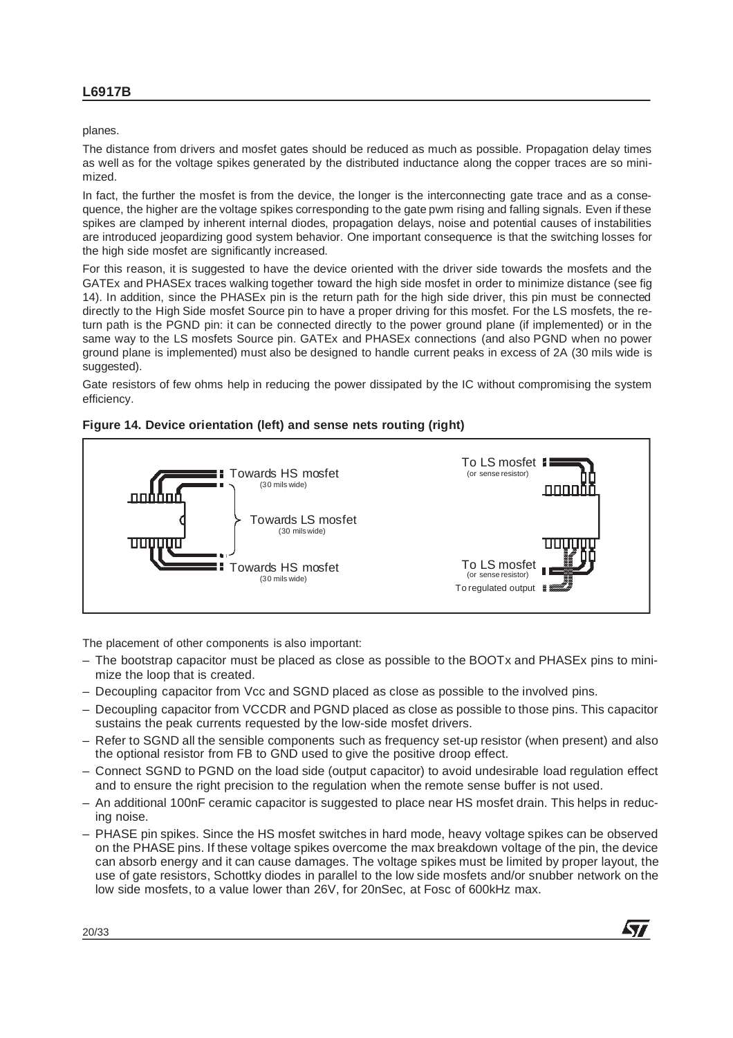planes.

The distance from drivers and mosfet gates should be reduced as much as possible. Propagation delay times as well as for the voltage spikes generated by the distributed inductance along the copper traces are so minimized.

In fact, the further the mosfet is from the device, the longer is the interconnecting gate trace and as a consequence, the higher are the voltage spikes corresponding to the gate pwm rising and falling signals. Even if these spikes are clamped by inherent internal diodes, propagation delays, noise and potential causes of instabilities are introduced jeopardizing good system behavior. One important consequence is that the switching losses for the high side mosfet are significantly increased.

For this reason, it is suggested to have the device oriented with the driver side towards the mosfets and the GATEx and PHASEx traces walking together toward the high side mosfet in order to minimize distance (see fig 14). In addition, since the PHASEx pin is the return path for the high side driver, this pin must be connected directly to the High Side mosfet Source pin to have a proper driving for this mosfet. For the LS mosfets, the return path is the PGND pin: it can be connected directly to the power ground plane (if implemented) or in the same way to the LS mosfets Source pin. GATEx and PHASEx connections (and also PGND when no power ground plane is implemented) must also be designed to handle current peaks in excess of 2A (30 mils wide is suggested).

Gate resistors of few ohms help in reducing the power dissipated by the IC without compromising the system efficiency.

**Figure 14. Device orientation (left) and sense nets routing (right)**

Towards HS mosfet
(30 mils wide)
Towards LS mosfet
(30 mils wide)
Towards HS mosfet
(30 mils wide)

To LS mosfet
(or sense resistor)
To LS mosfet
(or sense resistor)
To regulated output

The placement of other components is also important:

- The bootstrap capacitor must be placed as close as possible to the BOOTx and PHASEx pins to minimize the loop that is created.
- Decoupling capacitor from Vcc and SGND placed as close as possible to the involved pins.
- Decoupling capacitor from VCCDR and PGND placed as close as possible to those pins. This capacitor sustains the peak currents requested by the low-side mosfet drivers.
- Refer to SGND all the sensible components such as frequency set-up resistor (when present) and also the optional resistor from FB to GND used to give the positive droop effect.
- Connect SGND to PGND on the load side (output capacitor) to avoid undesirable load regulation effect and to ensure the right precision to the regulation when the remote sense buffer is not used.
- An additional 100nF ceramic capacitor is suggested to place near HS mosfet drain. This helps in reducing noise.
- PHASE pin spikes. Since the HS mosfet switches in hard mode, heavy voltage spikes can be observed on the PHASE pins. If these voltage spikes overcome the max breakdown voltage of the pin, the device can absorb energy and it can cause damages. The voltage spikes must be limited by proper layout, the use of gate resistors, Schottky diodes in parallel to the low side mosfets and/or snubber network on the low side mosfets, to a value lower than 26V, for 20nSec, at Fosc of 600kHz max.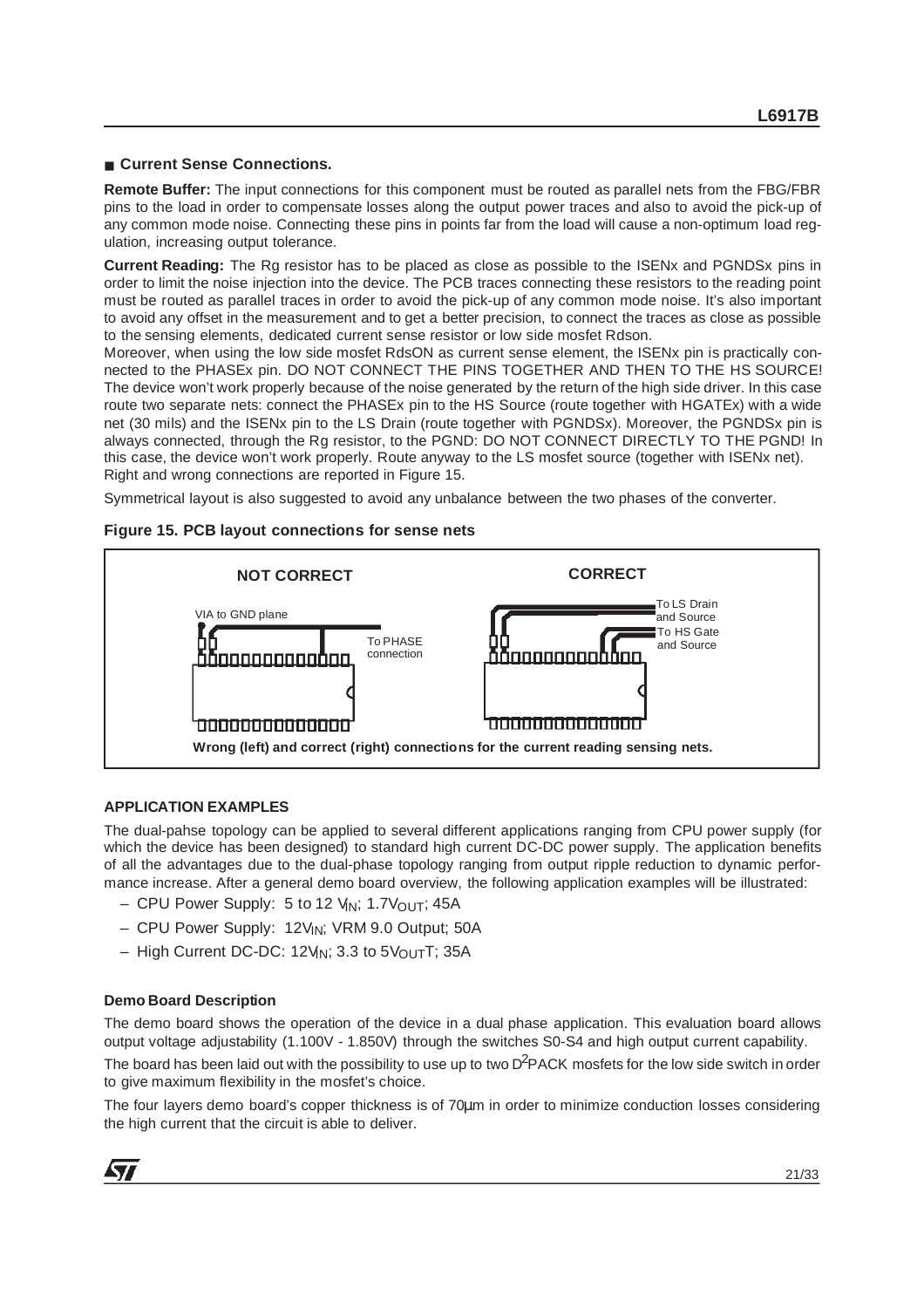## ■ Current Sense Connections.

**Remote Buffer:** The input connections for this component must be routed as parallel nets from the FBG/FBR pins to the load in order to compensate losses along the output power traces and also to avoid the pick-up of any common mode noise. Connecting these pins in points far from the load will cause a non-optimum load regulation, increasing output tolerance.

**Current Reading:** The Rg resistor has to be placed as close as possible to the ISENx and PGNDSx pins in order to limit the noise injection into the device. The PCB traces connecting these resistors to the reading point must be routed as parallel traces in order to avoid the pick-up of any common mode noise. It's also important to avoid any offset in the measurement and to get a better precision, to connect the traces as close as possible to the sensing elements, dedicated current sense resistor or low side mosfet Rdson.

Moreover, when using the low side mosfet RdsON as current sense element, the ISENx pin is practically connected to the PHASEx pin. DO NOT CONNECT THE PINS TOGETHER AND THEN TO THE HS SOURCE! The device won't work properly because of the noise generated by the return of the high side driver. In this case route two separate nets: connect the PHASEx pin to the HS Source (route together with HGATEx) with a wide net (30 mils) and the ISENx pin to the LS Drain (route together with PGNDSx). Moreover, the PGNDSx pin is always connected, through the Rg resistor, to the PGND: DO NOT CONNECT DIRECTLY TO THE PGND! In this case, the device won't work properly. Route anyway to the LS mosfet source (together with ISENx net). Right and wrong connections are reported in Figure 15.

Symmetrical layout is also suggested to avoid any unbalance between the two phases of the converter.

**Figure 15. PCB layout connections for sense nets**

NOT CORRECT

VIA to GND plane

To PHASE connection

CORRECT

To LS Drain and Source

To HS Gate and Source

**Wrong (left) and correct (right) connections for the current reading sensing nets.**

## APPLICATION EXAMPLES

The dual-pahse topology can be applied to several different applications ranging from CPU power supply (for which the device has been designed) to standard high current DC-DC power supply. The application benefits of all the advantages due to the dual-phase topology ranging from output ripple reduction to dynamic performance increase. After a general demo board overview, the following application examples will be illustrated:

– CPU Power Supply: 5 to 12 $V_{IN}$; 1.7$V_{OUT}$; 45A
– CPU Power Supply: 12$V_{IN}$; VRM 9.0 Output; 50A
– High Current DC-DC: 12$V_{IN}$; 3.3 to 5$V_{OUT}$T; 35A

### Demo Board Description

The demo board shows the operation of the device in a dual phase application. This evaluation board allows output voltage adjustability (1.100V - 1.850V) through the switches S0-S4 and high output current capability.

The board has been laid out with the possibility to use up to two $D^2$PACK mosfets for the low side switch in order to give maximum flexibility in the mosfet's choice.

The four layers demo board's copper thickness is of 70µm in order to minimize conduction losses considering the high current that the circuit is able to deliver.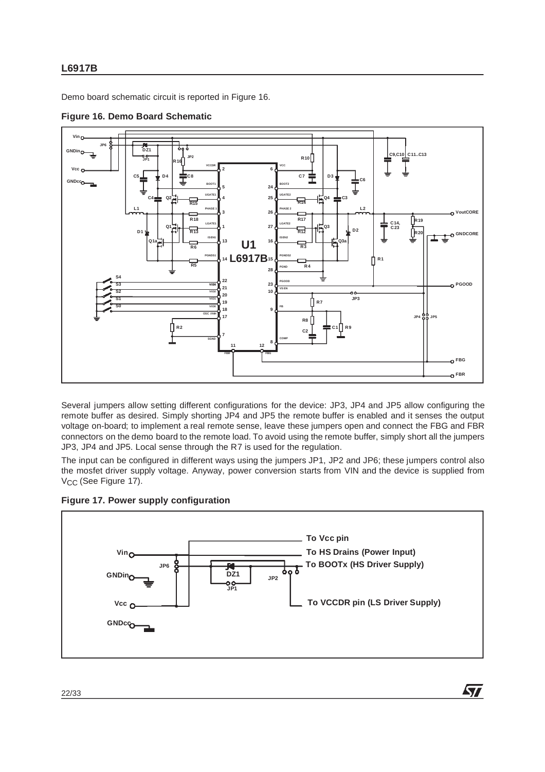Demo board schematic circuit is reported in Figure 16.

**Figure 16. Demo Board Schematic**

Several jumpers allow setting different configurations for the device: JP3, JP4 and JP5 allow configuring the remote buffer as desired. Simply shorting JP4 and JP5 the remote buffer is enabled and it senses the output voltage on-board; to implement a real remote sense, leave these jumpers open and connect the FBG and FBR connectors on the demo board to the remote load. To avoid using the remote buffer, simply short all the jumpers JP3, JP4 and JP5. Local sense through the R7 is used for the regulation.

The input can be configured in different ways using the jumpers JP1, JP2 and JP6; these jumpers control also the mosfet driver supply voltage. Anyway, power conversion starts from VIN and the device is supplied from $V_{CC}$ (See Figure 17).

**Figure 17. Power supply configuration**

Vin
GNDin
Vcc
GNDcc
JP6
DZ1
JP1
JP2
To Vcc pin
To HS Drains (Power Input)
To BOOTx (HS Driver Supply)
To VCCDR pin (LS Driver Supply)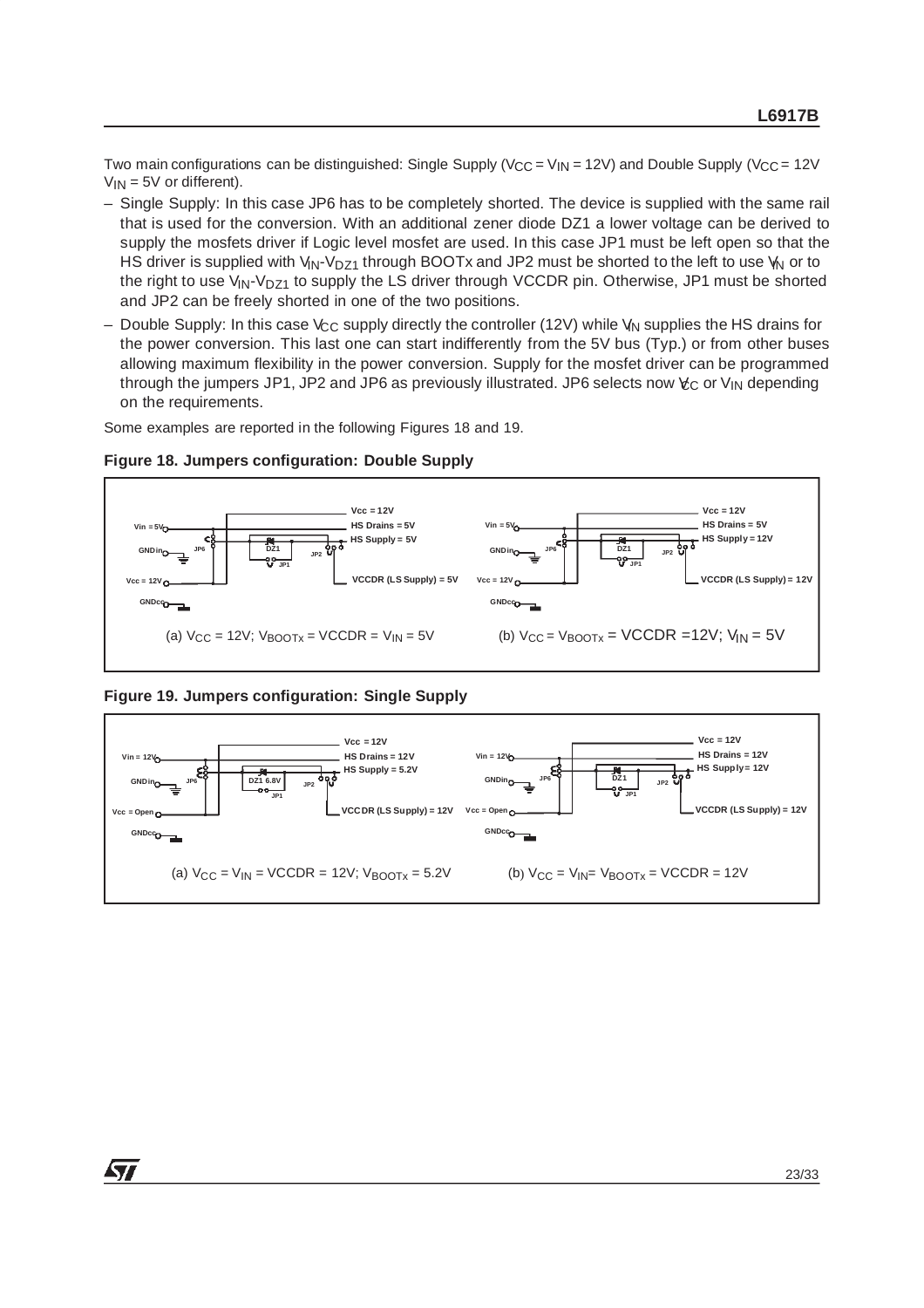Two main configurations can be distinguished: Single Supply ($V_{CC} = V_{IN} = 12V$) and Double Supply ($V_{CC} = 12V$ $V_{IN} = 5V$ or different).

– Single Supply: In this case JP6 has to be completely shorted. The device is supplied with the same rail that is used for the conversion. With an additional zener diode DZ1 a lower voltage can be derived to supply the mosfets driver if Logic level mosfet are used. In this case JP1 must be left open so that the HS driver is supplied with $V_{IN}$-$V_{DZ1}$ through BOOTx and JP2 must be shorted to the left to use $V_{IN}$ or to the right to use $V_{IN}$-$V_{DZ1}$ to supply the LS driver through VCCDR pin. Otherwise, JP1 must be shorted and JP2 can be freely shorted in one of the two positions.

– Double Supply: In this case $V_{CC}$ supply directly the controller (12V) while $V_{IN}$ supplies the HS drains for the power conversion. This last one can start indifferently from the 5V bus (Typ.) or from other buses allowing maximum flexibility in the power conversion. Supply for the mosfet driver can be programmed through the jumpers JP1, JP2 and JP6 as previously illustrated. JP6 selects now $V_{CC}$ or $V_{IN}$ depending on the requirements.

Some examples are reported in the following Figures 18 and 19.

**Figure 18. Jumpers configuration: Double Supply**

Vin = 5V
GNDin
JP6
DZ1
JP1
JP2
Vcc = 12V
GNDcc
Vcc = 12V
HS Drains = 5V
HS Supply = 5V
VCCDR (LS Supply) = 5V

(a) $V_{CC} = 12V$; $V_{BOOTx} = VCCDR = V_{IN} = 5V$

Vin = 5V
GNDin
JP6
DZ1
JP1
JP2
Vcc = 12V
GNDcc
Vcc = 12V
HS Drains = 5V
HS Supply = 12V
VCCDR (LS Supply) = 12V

(b) $V_{CC} = V_{BOOTx} = VCCDR = 12V$; $V_{IN} = 5V$

**Figure 19. Jumpers configuration: Single Supply**

Vin = 12V
GNDin
JP6
DZ1 6.8V
JP1
JP2
Vcc = Open
GNDcc
Vcc = 12V
HS Drains = 12V
HS Supply = 5.2V
VCCDR (LS Supply) = 12V

(a) $V_{CC} = V_{IN} = VCCDR = 12V$; $V_{BOOTx} = 5.2V$

Vin = 12V
GNDin
JP6
DZ1
JP1
JP2
Vcc = Open
GNDcc
Vcc = 12V
HS Drains = 12V
HS Supply = 12V
VCCDR (LS Supply) = 12V

(b) $V_{CC} = V_{IN} = V_{BOOTx} = VCCDR = 12V$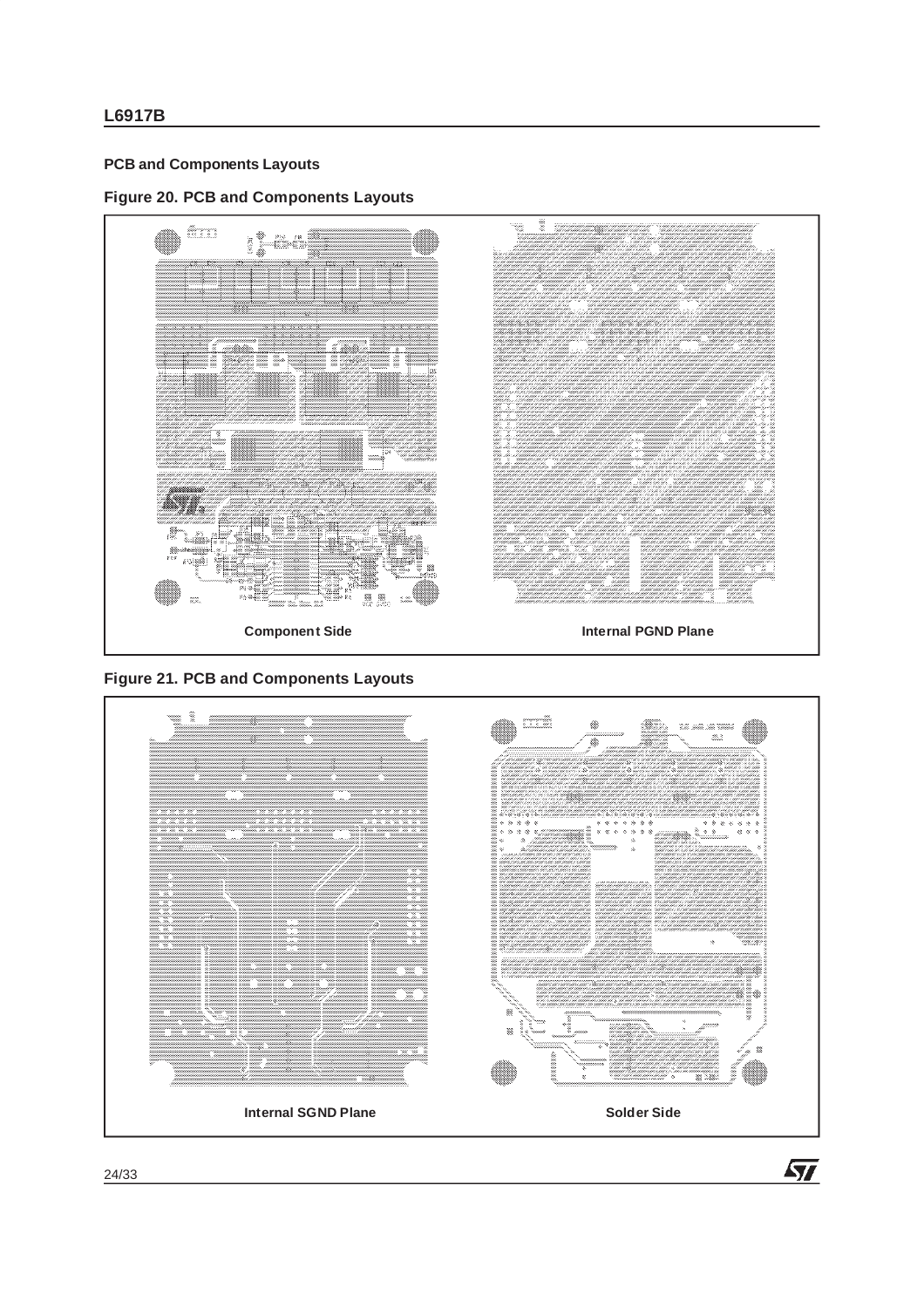## PCB and Components Layouts

**Figure 20. PCB and Components Layouts**

Component Side

Internal PGND Plane

**Figure 21. PCB and Components Layouts**

Internal SGND Plane

Solder Side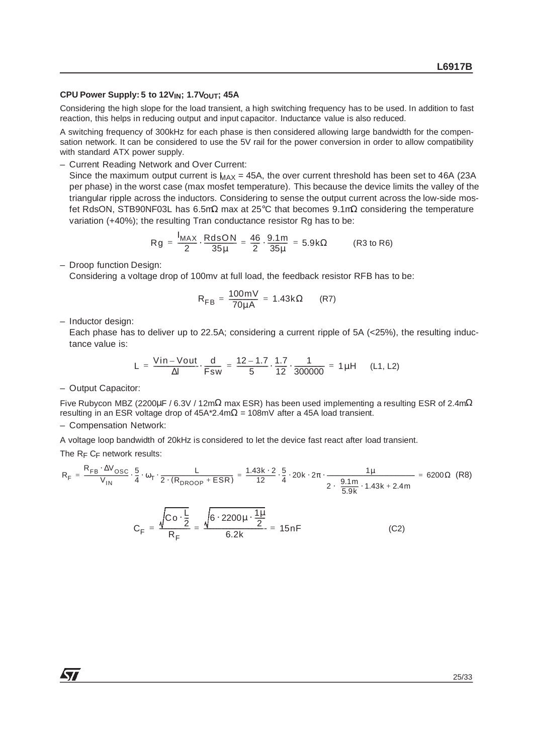### CPU Power Supply: 5 to 12$V_{IN}$; 1.7$V_{OUT}$; 45A

Considering the high slope for the load transient, a high switching frequency has to be used. In addition to fast reaction, this helps in reducing output and input capacitor. Inductance value is also reduced.

A switching frequency of 300kHz for each phase is then considered allowing large bandwidth for the compensation network. It can be considered to use the 5V rail for the power conversion in order to allow compatibility with standard ATX power supply.

– Current Reading Network and Over Current:

Since the maximum output current is $I_{MAX}$ = 45A, the over current threshold has been set to 46A (23A per phase) in the worst case (max mosfet temperature). This because the device limits the valley of the triangular ripple across the inductors. Considering to sense the output current across the low-side mosfet RdsON, STB90NF03L has 6.5mΩ max at 25°C that becomes 9.1mΩ considering the temperature variation (+40%); the resulting Tran conductance resistor Rg has to be:

$$Rg = \frac{I_{MAX}}{2} \cdot \frac{RdsON}{35\mu} = \frac{46}{2} \cdot \frac{9.1m}{35\mu} = 5.9k\Omega \qquad \text{(R3 to R6)}$$

– Droop function Design:

Considering a voltage drop of 100mv at full load, the feedback resistor RFB has to be:

$$R_{FB} = \frac{100mV}{70\mu A} = 1.43k\Omega \qquad \text{(R7)}$$

– Inductor design:

Each phase has to deliver up to 22.5A; considering a current ripple of 5A (<25%), the resulting inductance value is:

$$L = \frac{Vin - Vout}{\Delta I} \cdot \frac{d}{Fsw} = \frac{12 - 1.7}{5} \cdot \frac{1.7}{12} \cdot \frac{1}{300000} = 1\mu H \qquad \text{(L1, L2)}$$

– Output Capacitor:

Five Rubycon MBZ (2200µF / 6.3V / 12mΩ max ESR) has been used implementing a resulting ESR of 2.4mΩ resulting in an ESR voltage drop of 45A*2.4mΩ = 108mV after a 45A load transient.

– Compensation Network:

A voltage loop bandwidth of 20kHz is considered to let the device fast react after load transient.

The $R_F$ $C_F$ network results:

$$R_F = \frac{R_{FB} \cdot \Delta V_{OSC}}{V_{IN}} \cdot \frac{5}{4} \cdot \omega_T \cdot \frac{L}{2 \cdot (R_{DROOP} + ESR)} = \frac{1.43k \cdot 2}{12} \cdot \frac{5}{4} \cdot 20k \cdot 2\pi \cdot \frac{1\mu}{2 \cdot \left(\frac{9.1m}{5.9k} \cdot 1.43k + 2.4m\right)} = 6200\Omega \qquad \text{(R8)}$$

$$C_F = \frac{\sqrt{Co \cdot \frac{L}{2}}}{R_F} = \frac{\sqrt{6 \cdot 2200\mu \cdot \frac{1\mu}{2}}}{6.2k} = 15nF \qquad \text{(C2)}$$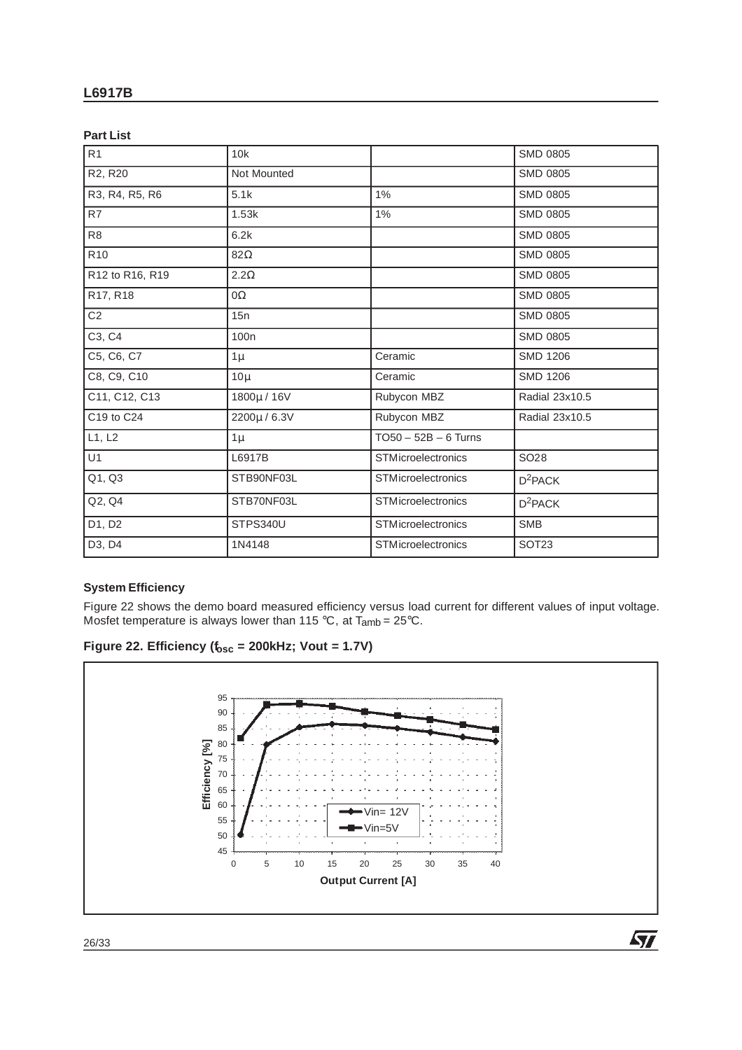## Part List

| | | | |
|---|---|---|---|
| R1 | 10k | | SMD 0805 |
| R2, R20 | Not Mounted | | SMD 0805 |
| R3, R4, R5, R6 | 5.1k | 1% | SMD 0805 |
| R7 | 1.53k | 1% | SMD 0805 |
| R8 | 6.2k | | SMD 0805 |
| R10 | 82Ω | | SMD 0805 |
| R12 to R16, R19 | 2.2Ω | | SMD 0805 |
| R17, R18 | 0Ω | | SMD 0805 |
| C2 | 15n | | SMD 0805 |
| C3, C4 | 100n | | SMD 0805 |
| C5, C6, C7 | 1µ | Ceramic | SMD 1206 |
| C8, C9, C10 | 10µ | Ceramic | SMD 1206 |
| C11, C12, C13 | 1800µ / 16V | Rubycon MBZ | Radial 23x10.5 |
| C19 to C24 | 2200µ / 6.3V | Rubycon MBZ | Radial 23x10.5 |
| L1, L2 | 1µ | TO50 – 52B – 6 Turns | |
| U1 | L6917B | STMicroelectronics | SO28 |
| Q1, Q3 | STB90NF03L | STMicroelectronics | $D^2$PACK |
| Q2, Q4 | STB70NF03L | STMicroelectronics | $D^2$PACK |
| D1, D2 | STPS340U | STMicroelectronics | SMB |
| D3, D4 | 1N4148 | STMicroelectronics | SOT23 |

## System Efficiency

Figure 22 shows the demo board measured efficiency versus load current for different values of input voltage. Mosfet temperature is always lower than 115 °C, at $T_{amb}$ = 25°C.

**Figure 22. Efficiency ($f_{osc}$ = 200kHz; Vout = 1.7V)**

Efficiency [%]
95
90
85
80
75
70
65
60
55
50
45
0 5 10 15 20 25 30 35 40
Output Current [A]
Vin= 12V
Vin=5V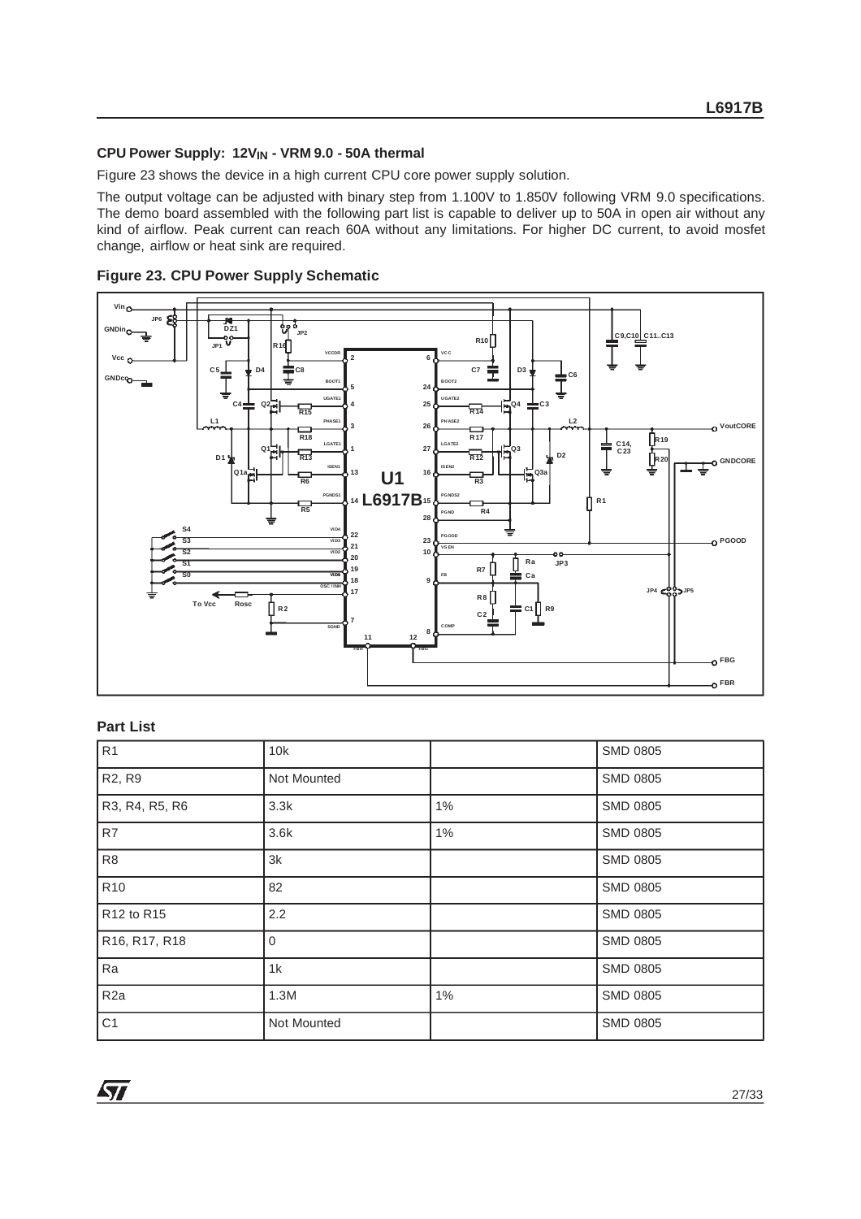### CPU Power Supply: $12V_{IN}$ - VRM 9.0 - 50A thermal

Figure 23 shows the device in a high current CPU core power supply solution.

The output voltage can be adjusted with binary step from 1.100V to 1.850V following VRM 9.0 specifications. The demo board assembled with the following part list is capable to deliver up to 50A in open air without any kind of airflow. Peak current can reach 60A without any limitations. For higher DC current, to avoid mosfet change, airflow or heat sink are required.

**Figure 23. CPU Power Supply Schematic**

**Part List**

| | | | |
|---|---|---|---|
| R1 | 10k | | SMD 0805 |
| R2, R9 | Not Mounted | | SMD 0805 |
| R3, R4, R5, R6 | 3.3k | 1% | SMD 0805 |
| R7 | 3.6k | 1% | SMD 0805 |
| R8 | 3k | | SMD 0805 |
| R10 | 82 | | SMD 0805 |
| R12 to R15 | 2.2 | | SMD 0805 |
| R16, R17, R18 | 0 | | SMD 0805 |
| Ra | 1k | | SMD 0805 |
| R2a | 1.3M | 1% | SMD 0805 |
| C1 | Not Mounted | | SMD 0805 |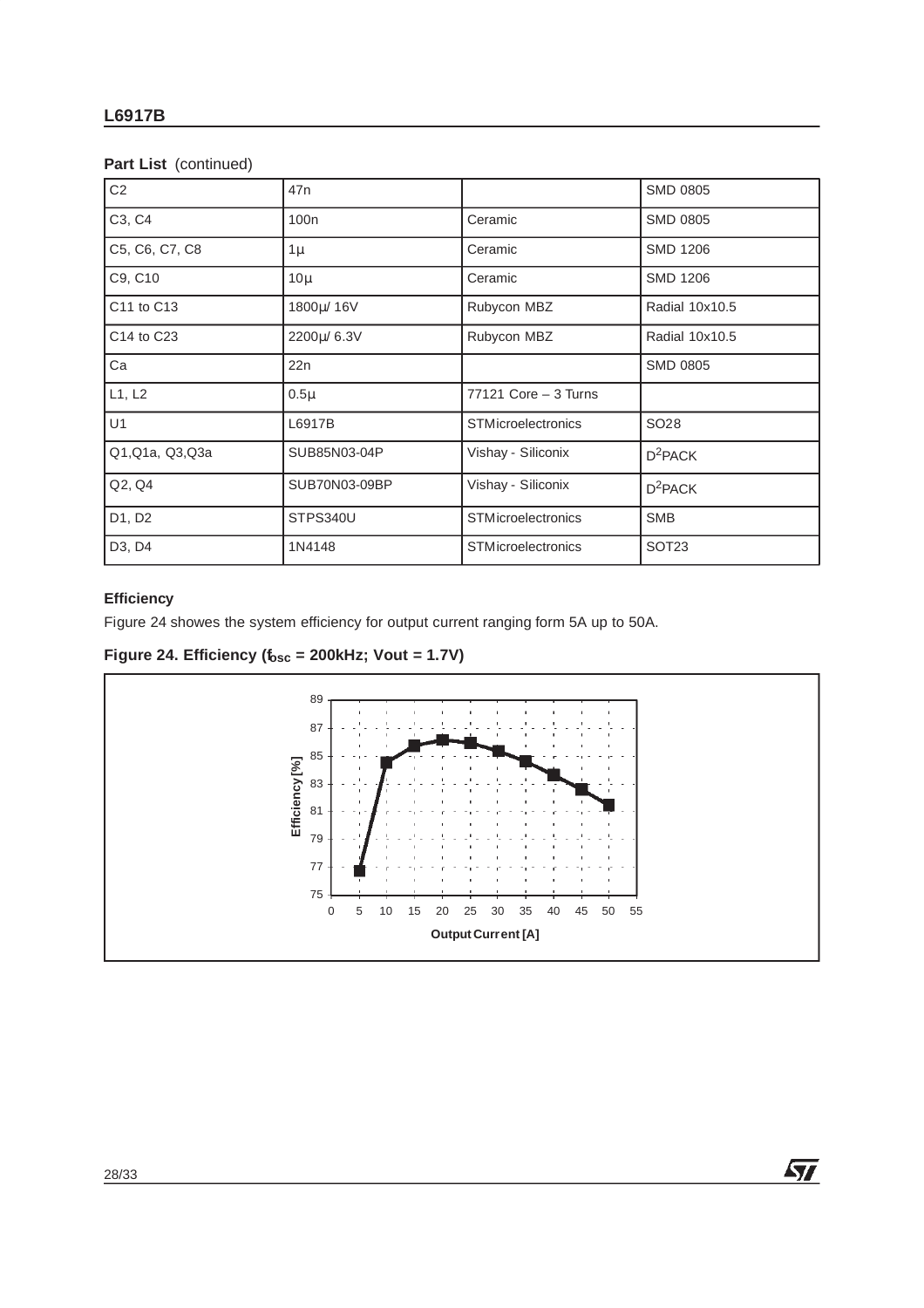**Part List** (continued)

| | | | |
|---|---|---|---|
| C2 | 47n | | SMD 0805 |
| C3, C4 | 100n | Ceramic | SMD 0805 |
| C5, C6, C7, C8 | 1µ | Ceramic | SMD 1206 |
| C9, C10 | 10µ | Ceramic | SMD 1206 |
| C11 to C13 | 1800µ/ 16V | Rubycon MBZ | Radial 10x10.5 |
| C14 to C23 | 2200µ/ 6.3V | Rubycon MBZ | Radial 10x10.5 |
| Ca | 22n | | SMD 0805 |
| L1, L2 | 0.5µ | 77121 Core – 3 Turns | |
| U1 | L6917B | STMicroelectronics | SO28 |
| Q1,Q1a, Q3,Q3a | SUB85N03-04P | Vishay - Siliconix | $D^2$PACK |
| Q2, Q4 | SUB70N03-09BP | Vishay - Siliconix | $D^2$PACK |
| D1, D2 | STPS340U | STMicroelectronics | SMB |
| D3, D4 | 1N4148 | STMicroelectronics | SOT23 |

### Efficiency

Figure 24 showes the system efficiency for output current ranging form 5A up to 50A.

**Figure 24. Efficiency ($f_{osc}$ = 200kHz; Vout = 1.7V)**

Efficiency [%]

89
87
85
83
81
79
77
75

0 5 10 15 20 25 30 35 40 45 50 55

Output Current [A]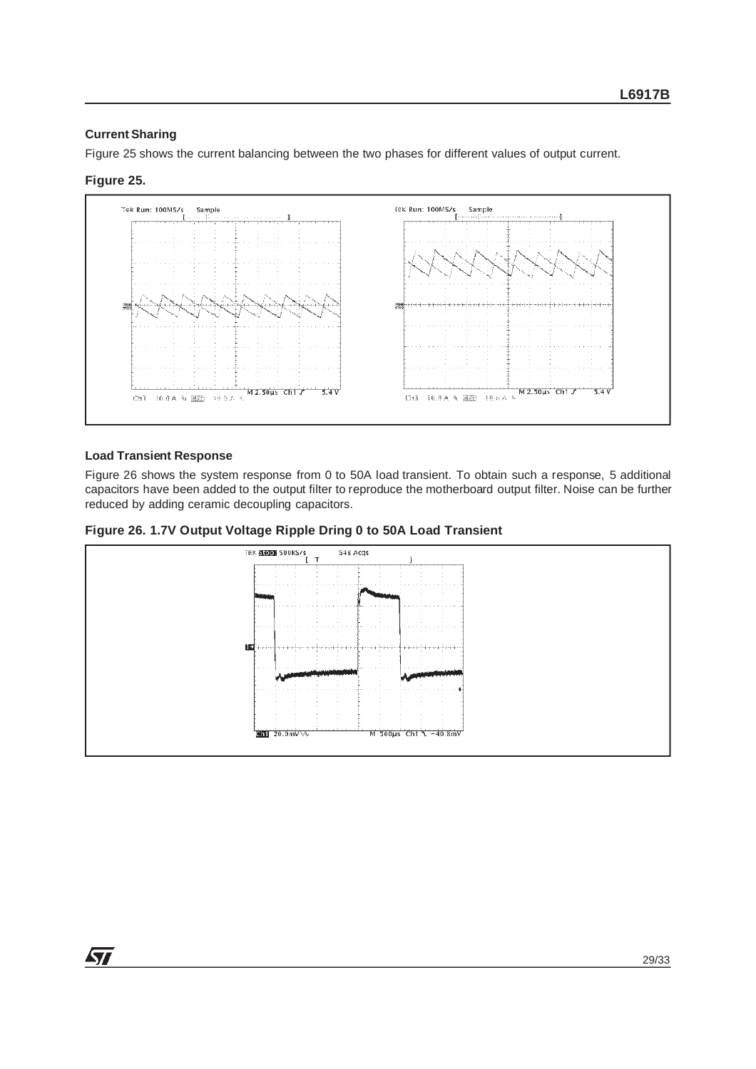### Current Sharing

Figure 25 shows the current balancing between the two phases for different values of output current.

### Figure 25.

Tek Run: 100MS/s Sample

M 2.50µs Ch1 ʃ 5.4 V

Ch3 10.0 A Ω 10.0 A Ω

Tek Run: 100MS/s Sample

M 2.50µs Ch1 ʃ 5.4 V

Ch3 10.0 A Ω 10.0 A Ω

### Load Transient Response

Figure 26 shows the system response from 0 to 50A load transient. To obtain such a response, 5 additional capacitors have been added to the output filter to reproduce the motherboard output filter. Noise can be further reduced by adding ceramic decoupling capacitors.

### Figure 26. 1.7V Output Voltage Ripple Dring 0 to 50A Load Transient

Tek STOP 500kS/s 548 Acqs

Ch1 20.0mV

M 500µs Ch1 ⌄ -40.8mV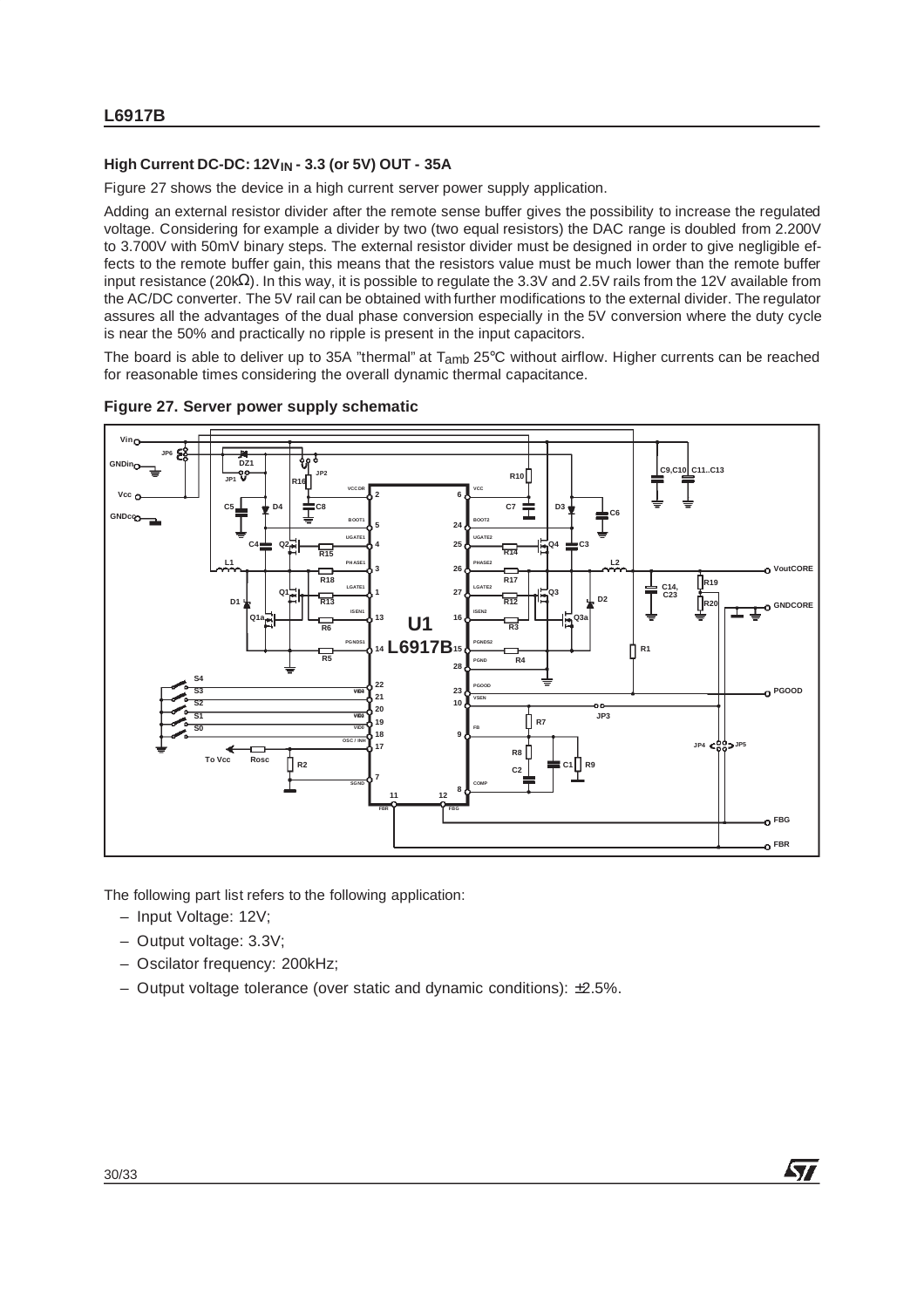### High Current DC-DC: $12V_{IN}$ - 3.3 (or 5V) OUT - 35A

Figure 27 shows the device in a high current server power supply application.

Adding an external resistor divider after the remote sense buffer gives the possibility to increase the regulated voltage. Considering for example a divider by two (two equal resistors) the DAC range is doubled from 2.200V to 3.700V with 50mV binary steps. The external resistor divider must be designed in order to give negligible effects to the remote buffer gain, this means that the resistors value must be much lower than the remote buffer input resistance (20kΩ). In this way, it is possible to regulate the 3.3V and 2.5V rails from the 12V available from the AC/DC converter. The 5V rail can be obtained with further modifications to the external divider. The regulator assures all the advantages of the dual phase conversion especially in the 5V conversion where the duty cycle is near the 50% and practically no ripple is present in the input capacitors.

The board is able to deliver up to 35A "thermal" at $T_{amb}$ 25°C without airflow. Higher currents can be reached for reasonable times considering the overall dynamic thermal capacitance.

**Figure 27. Server power supply schematic**

Vin
GNDin
Vcc
GNDcc
JP6
DZ1
JP1
JP2
R16
VCCDR
VCC
R10
C5
D4
C8
2
6
C7
D3
C6
C9,C10
C11..C13
BOOT1
BOOT2
5
24
C4
Q2
UGATE1
4
25
UGATE2
Q4
C3
R15
R14
L1
PHASE1
3
26
PHASE2
L2
VoutCORE
R18
R17
C14, C23
R19
Q1
LGATE1
1
27
LGATE2
Q3
D1
R13
R12
D2
R20
GNDCORE
ISEN1
13
16
ISEN2
Q1a
R6
U1
R3
Q3a
PGNDS1
14
L6917B
15
PGNDS2
R5
R4
R1
PGND
28
S4
22
23
PGOOD
PGOOD
S3
VID4
21
10
VSEN
S2
20
JP3
S1
VID3
19
R7
S0
VID0
18
9
FB
OSC / INH
17
R8
JP4
JP5
To Vcc
Rosc
C2
C1
R9
R2
7
SGND
8
COMP
11
12
FBR
FBG
FBG
FBR

The following part list refers to the following application:

- Input Voltage: 12V;
- Output voltage: 3.3V;
- Oscilator frequency: 200kHz;
- Output voltage tolerance (over static and dynamic conditions): ±2.5%.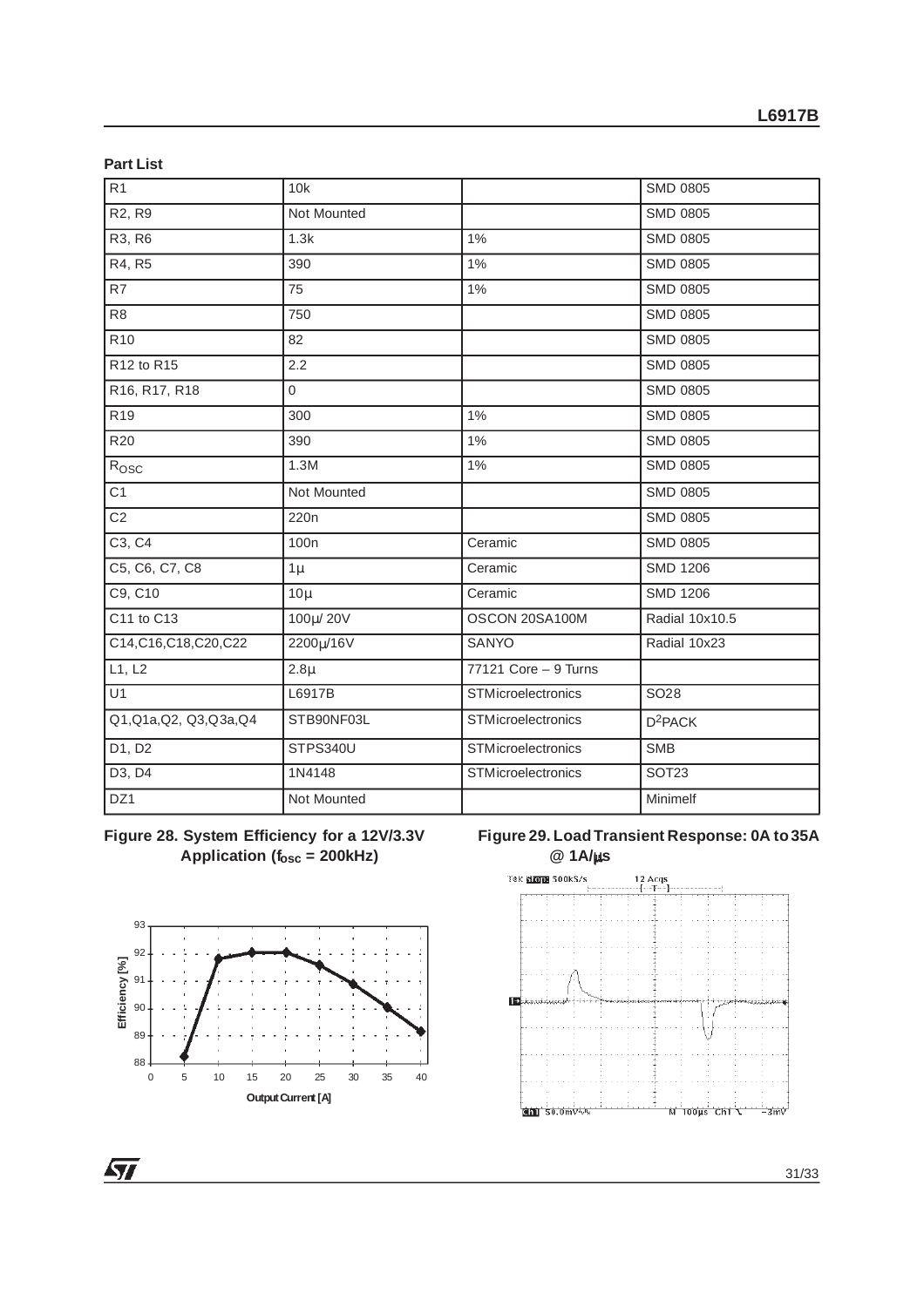**Part List**

| | | | |
|---|---|---|---|
| R1 | 10k | | SMD 0805 |
| R2, R9 | Not Mounted | | SMD 0805 |
| R3, R6 | 1.3k | 1% | SMD 0805 |
| R4, R5 | 390 | 1% | SMD 0805 |
| R7 | 75 | 1% | SMD 0805 |
| R8 | 750 | | SMD 0805 |
| R10 | 82 | | SMD 0805 |
| R12 to R15 | 2.2 | | SMD 0805 |
| R16, R17, R18 | 0 | | SMD 0805 |
| R19 | 300 | 1% | SMD 0805 |
| R20 | 390 | 1% | SMD 0805 |
| $R_{OSC}$ | 1.3M | 1% | SMD 0805 |
| C1 | Not Mounted | | SMD 0805 |
| C2 | 220n | | SMD 0805 |
| C3, C4 | 100n | Ceramic | SMD 0805 |
| C5, C6, C7, C8 | 1µ | Ceramic | SMD 1206 |
| C9, C10 | 10µ | Ceramic | SMD 1206 |
| C11 to C13 | 100µ/ 20V | OSCON 20SA100M | Radial 10x10.5 |
| C14,C16,C18,C20,C22 | 2200µ/16V | SANYO | Radial 10x23 |
| L1, L2 | 2.8µ | 77121 Core – 9 Turns | |
| U1 | L6917B | STMicroelectronics | SO28 |
| Q1,Q1a,Q2, Q3,Q3a,Q4 | STB90NF03L | STMicroelectronics | $D^2$PACK |
| D1, D2 | STPS340U | STMicroelectronics | SMB |
| D3, D4 | 1N4148 | STMicroelectronics | SOT23 |
| DZ1 | Not Mounted | | Minimelf |

**Figure 28. System Efficiency for a 12V/3.3V Application ($f_{osc}$ = 200kHz)**

Efficiency [%]
93
92
91
90
89
88
0 5 10 15 20 25 30 35 40
Output Current [A]

**Figure 29. Load Transient Response: 0A to 35A @ 1A/µs**

Tek Stop: 500kS/s
12 Acqs
Ch1 50.0mV
M 100µs Ch1 -3mV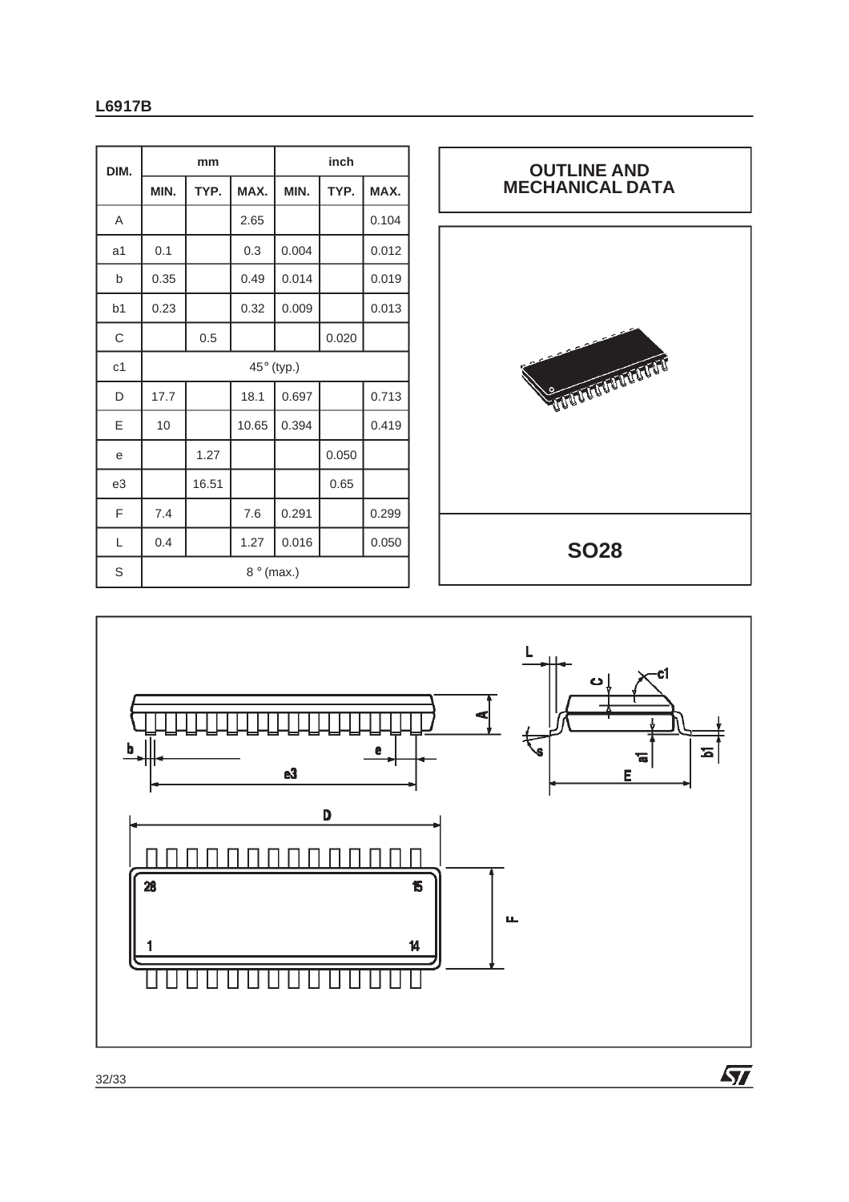| DIM. | mm | | | inch | | |
|---|---|---|---|---|---|---|
| | MIN. | TYP. | MAX. | MIN. | TYP. | MAX. |
| A | | | 2.65 | | | 0.104 |
| a1 | 0.1 | | 0.3 | 0.004 | | 0.012 |
| b | 0.35 | | 0.49 | 0.014 | | 0.019 |
| b1 | 0.23 | | 0.32 | 0.009 | | 0.013 |
| C | | 0.5 | | | 0.020 | |
| c1 | 45° (typ.) | | | | | |
| D | 17.7 | | 18.1 | 0.697 | | 0.713 |
| E | 10 | | 10.65 | 0.394 | | 0.419 |
| e | | 1.27 | | | 0.050 | |
| e3 | | 16.51 | | | 0.65 | |
| F | 7.4 | | 7.6 | 0.291 | | 0.299 |
| L | 0.4 | | 1.27 | 0.016 | | 0.050 |
| S | 8 ° (max.) | | | | | |

## OUTLINE AND MECHANICAL DATA

**SO28**

L
C
c1
A
b
e
e3
s
a1
b1
E
D
28
15
1
14
F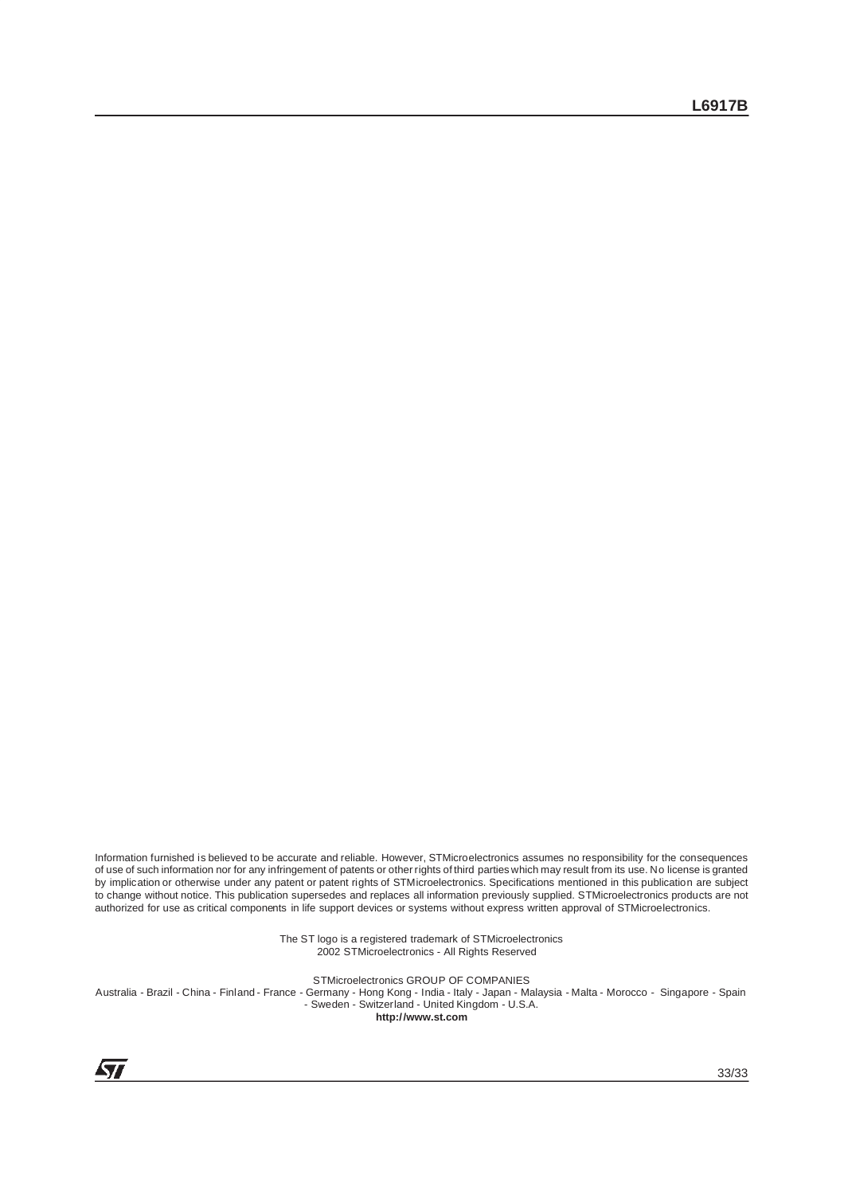Information furnished is believed to be accurate and reliable. However, STMicroelectronics assumes no responsibility for the consequences of use of such information nor for any infringement of patents or other rights of third parties which may result from its use. No license is granted by implication or otherwise under any patent or patent rights of STMicroelectronics. Specifications mentioned in this publication are subject to change without notice. This publication supersedes and replaces all information previously supplied. STMicroelectronics products are not authorized for use as critical components in life support devices or systems without express written approval of STMicroelectronics.

The ST logo is a registered trademark of STMicroelectronics
2002 STMicroelectronics - All Rights Reserved

STMicroelectronics GROUP OF COMPANIES
Australia - Brazil - China - Finland - France - Germany - Hong Kong - India - Italy - Japan - Malaysia - Malta - Morocco - Singapore - Spain - Sweden - Switzerland - United Kingdom - U.S.A.
**http://www.st.com**